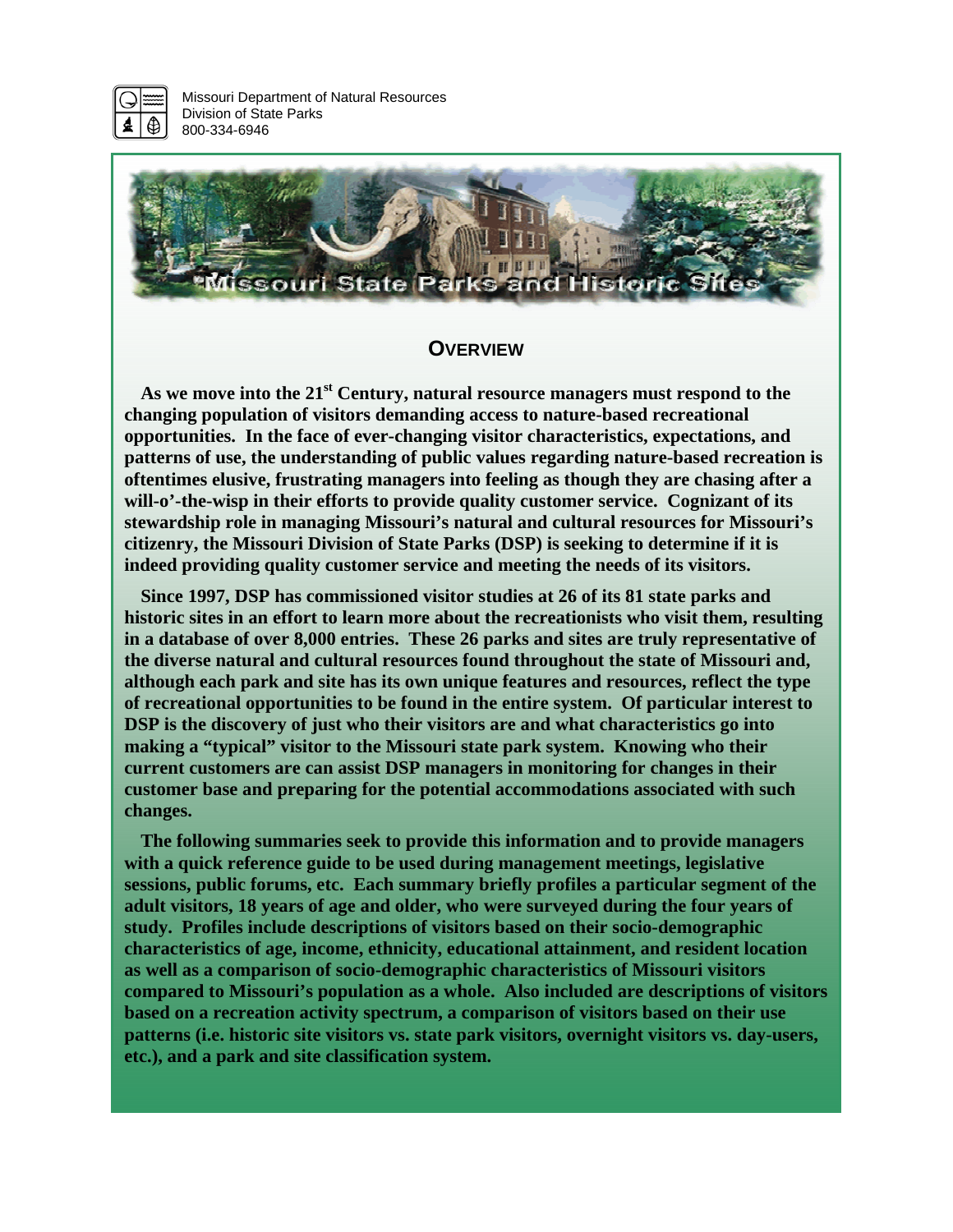Missouri Department of Natural Resources
Division of State Parks
800-334-6946

Missouri State Parks and Historic Sites

## OVERVIEW

**As we move into the 21st Century, natural resource managers must respond to the changing population of visitors demanding access to nature-based recreational opportunities. In the face of ever-changing visitor characteristics, expectations, and patterns of use, the understanding of public values regarding nature-based recreation is oftentimes elusive, frustrating managers into feeling as though they are chasing after a will-o'-the-wisp in their efforts to provide quality customer service. Cognizant of its stewardship role in managing Missouri's natural and cultural resources for Missouri's citizenry, the Missouri Division of State Parks (DSP) is seeking to determine if it is indeed providing quality customer service and meeting the needs of its visitors.**

**Since 1997, DSP has commissioned visitor studies at 26 of its 81 state parks and historic sites in an effort to learn more about the recreationists who visit them, resulting in a database of over 8,000 entries. These 26 parks and sites are truly representative of the diverse natural and cultural resources found throughout the state of Missouri and, although each park and site has its own unique features and resources, reflect the type of recreational opportunities to be found in the entire system. Of particular interest to DSP is the discovery of just who their visitors are and what characteristics go into making a "typical" visitor to the Missouri state park system. Knowing who their current customers are can assist DSP managers in monitoring for changes in their customer base and preparing for the potential accommodations associated with such changes.**

**The following summaries seek to provide this information and to provide managers with a quick reference guide to be used during management meetings, legislative sessions, public forums, etc. Each summary briefly profiles a particular segment of the adult visitors, 18 years of age and older, who were surveyed during the four years of study. Profiles include descriptions of visitors based on their socio-demographic characteristics of age, income, ethnicity, educational attainment, and resident location as well as a comparison of socio-demographic characteristics of Missouri visitors compared to Missouri's population as a whole. Also included are descriptions of visitors based on a recreation activity spectrum, a comparison of visitors based on their use patterns (i.e. historic site visitors vs. state park visitors, overnight visitors vs. day-users, etc.), and a park and site classification system.**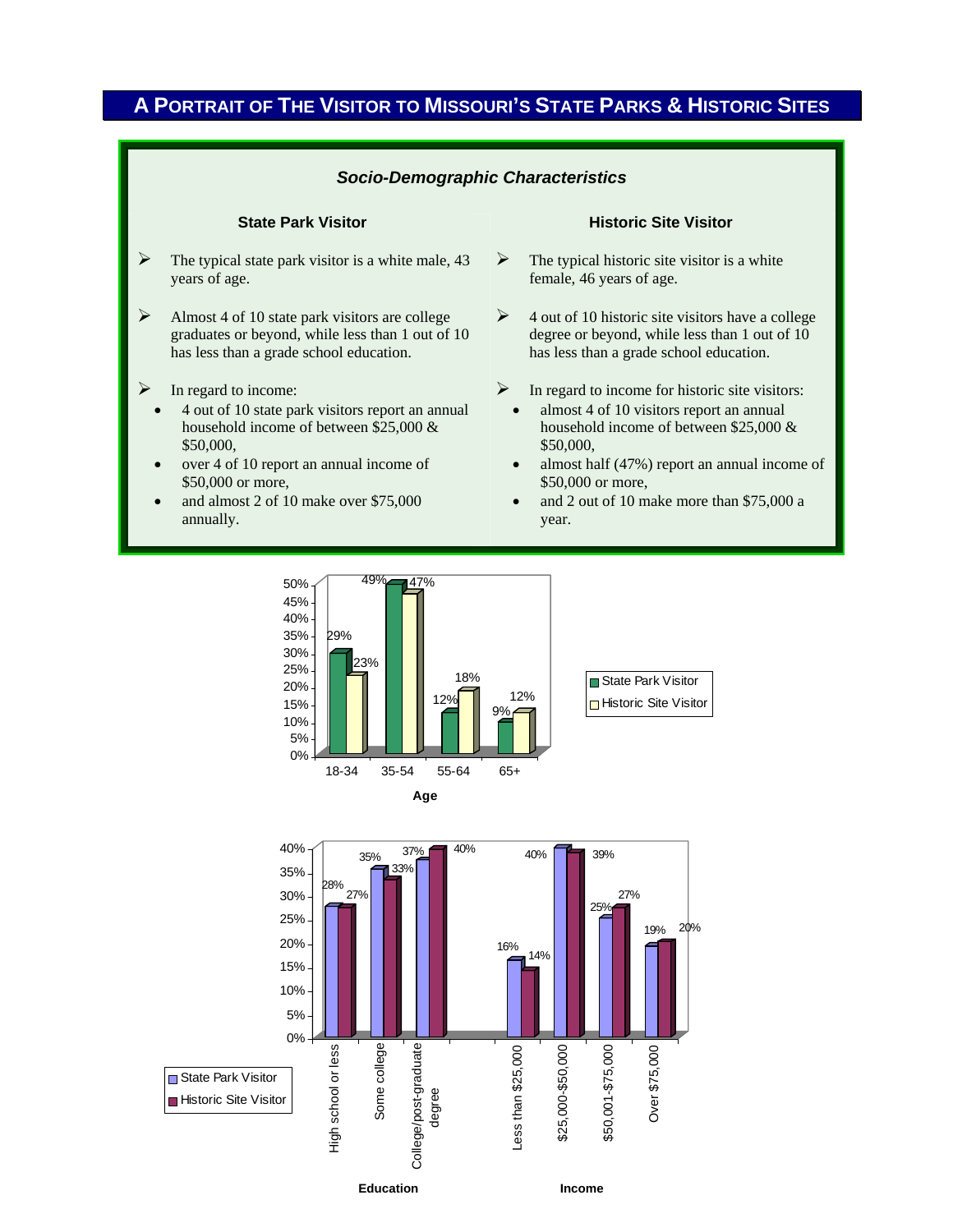# A Portrait of the Visitor to Missouri's State Parks & Historic Sites

## *Socio-Demographic Characteristics*

### State Park Visitor

- The typical state park visitor is a white male, 43 years of age.
- Almost 4 of 10 state park visitors are college graduates or beyond, while less than 1 out of 10 has less than a grade school education.
- In regard to income:
  - 4 out of 10 state park visitors report an annual household income of between $25,000 & $50,000,
  - over 4 of 10 report an annual income of $50,000 or more,
  - and almost 2 of 10 make over $75,000 annually.

### Historic Site Visitor

- The typical historic site visitor is a white female, 46 years of age.
- 4 out of 10 historic site visitors have a college degree or beyond, while less than 1 out of 10 has less than a grade school education.
- In regard to income for historic site visitors:
  - almost 4 of 10 visitors report an annual household income of between $25,000 & $50,000,
  - almost half (47%) report an annual income of $50,000 or more,
  - and 2 out of 10 make more than $75,000 a year.

**Age**

| Age | State Park Visitor | Historic Site Visitor |
|---|---|---|
| 18-34 | 29% | 23% |
| 35-54 | 49% | 47% |
| 55-64 | 12% | 18% |
| 65+ | 9% | 12% |

**Education**

| Education | State Park Visitor | Historic Site Visitor |
|---|---|---|
| High school or less | 28% | 27% |
| Some college | 35% | 33% |
| College/post-graduate degree | 37% | 40% |

**Income**

| Income | State Park Visitor | Historic Site Visitor |
|---|---|---|
| Less than $25,000 | 16% | 14% |
| $25,000-$50,000 | 40% | 39% |
| $50,001-$75,000 | 25% | 27% |
| Over $75,000 | 19% | 20% |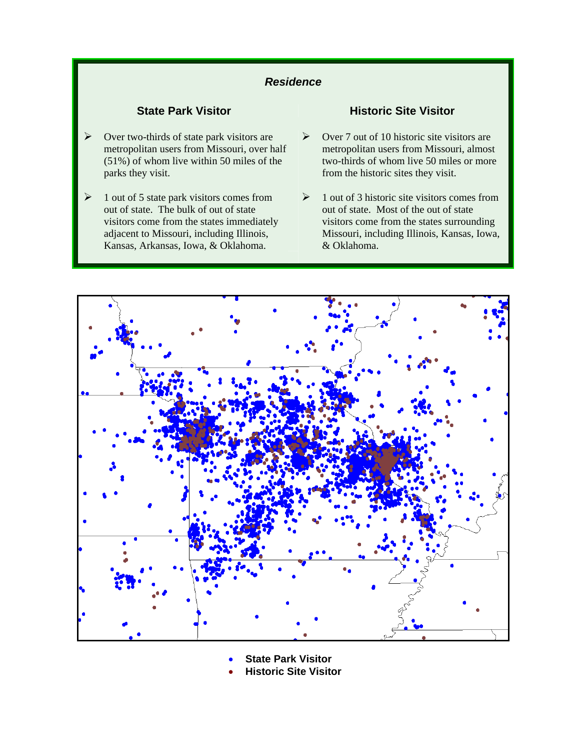## *Residence*

### State Park Visitor

- Over two-thirds of state park visitors are metropolitan users from Missouri, over half (51%) of whom live within 50 miles of the parks they visit.
- 1 out of 5 state park visitors comes from out of state. The bulk of out of state visitors come from the states immediately adjacent to Missouri, including Illinois, Kansas, Arkansas, Iowa, & Oklahoma.

### Historic Site Visitor

- Over 7 out of 10 historic site visitors are metropolitan users from Missouri, almost two-thirds of whom live 50 miles or more from the historic sites they visit.
- 1 out of 3 historic site visitors comes from out of state. Most of the out of state visitors come from the states surrounding Missouri, including Illinois, Kansas, Iowa, & Oklahoma.

- **State Park Visitor**
- **Historic Site Visitor**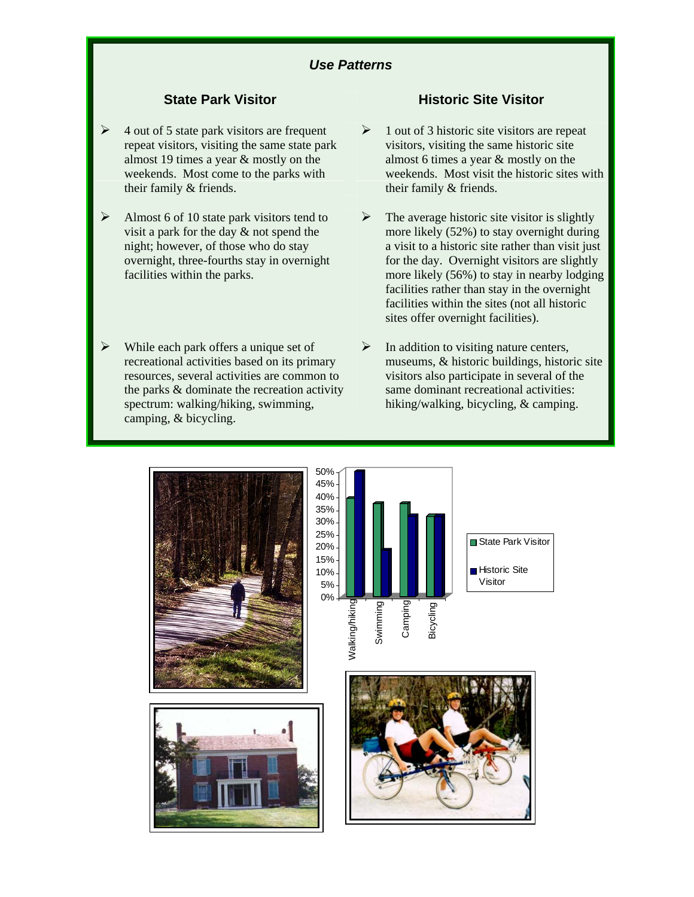## *Use Patterns*

### State Park Visitor

- 4 out of 5 state park visitors are frequent repeat visitors, visiting the same state park almost 19 times a year & mostly on the weekends. Most come to the parks with their family & friends.
- Almost 6 of 10 state park visitors tend to visit a park for the day & not spend the night; however, of those who do stay overnight, three-fourths stay in overnight facilities within the parks.
- While each park offers a unique set of recreational activities based on its primary resources, several activities are common to the parks & dominate the recreation activity spectrum: walking/hiking, swimming, camping, & bicycling.

### Historic Site Visitor

- 1 out of 3 historic site visitors are repeat visitors, visiting the same historic site almost 6 times a year & mostly on the weekends. Most visit the historic sites with their family & friends.
- The average historic site visitor is slightly more likely (52%) to stay overnight during a visit to a historic site rather than visit just for the day. Overnight visitors are slightly more likely (56%) to stay in nearby lodging facilities rather than stay in the overnight facilities within the sites (not all historic sites offer overnight facilities).
- In addition to visiting nature centers, museums, & historic buildings, historic site visitors also participate in several of the same dominant recreational activities: hiking/walking, bicycling, & camping.

| Activity | State Park Visitor | Historic Site Visitor |
|---|---|---|
| Walking/hiking | 40% | 50% |
| Swimming | 38% | 19% |
| Camping | 38% | 33% |
| Bicycling | 33% | 33% |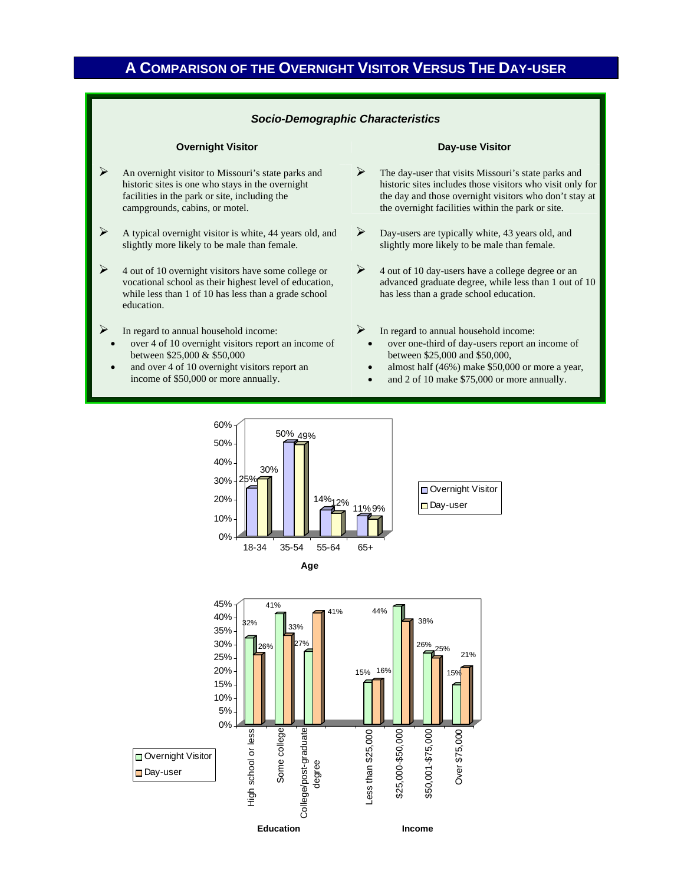# A Comparison of the Overnight Visitor Versus the Day-User

### *Socio-Demographic Characteristics*

**Overnight Visitor**

- An overnight visitor to Missouri's state parks and historic sites is one who stays in the overnight facilities in the park or site, including the campgrounds, cabins, or motel.
- A typical overnight visitor is white, 44 years old, and slightly more likely to be male than female.
- 4 out of 10 overnight visitors have some college or vocational school as their highest level of education, while less than 1 of 10 has less than a grade school education.
- In regard to annual household income:
  - over 4 of 10 overnight visitors report an income of between $25,000 & $50,000
  - and over 4 of 10 overnight visitors report an income of $50,000 or more annually.

**Day-use Visitor**

- The day-user that visits Missouri's state parks and historic sites includes those visitors who visit only for the day and those overnight visitors who don't stay at the overnight facilities within the park or site.
- Day-users are typically white, 43 years old, and slightly more likely to be male than female.
- 4 out of 10 day-users have a college degree or an advanced graduate degree, while less than 1 out of 10 has less than a grade school education.
- In regard to annual household income:
  - over one-third of day-users report an income of between $25,000 and $50,000,
  - almost half (46%) make $50,000 or more a year,
  - and 2 of 10 make $75,000 or more annually.

**Age**

| Age | Overnight Visitor | Day-user |
|---|---|---|
| 18-34 | 25% | 30% |
| 35-54 | 50% | 49% |
| 55-64 | 14% | 12% |
| 65+ | 11% | 9% |

**Education**

| Education | Overnight Visitor | Day-user |
|---|---|---|
| High school or less | 32% | 26% |
| Some college | 41% | 33% |
| College/post-graduate degree | 27% | 41% |

**Income**

| Income | Overnight Visitor | Day-user |
|---|---|---|
| Less than $25,000 | 15% | 16% |
| $25,000-$50,000 | 44% | 38% |
| $50,001-$75,000 | 26% | 25% |
| Over $75,000 | 15% | 21% |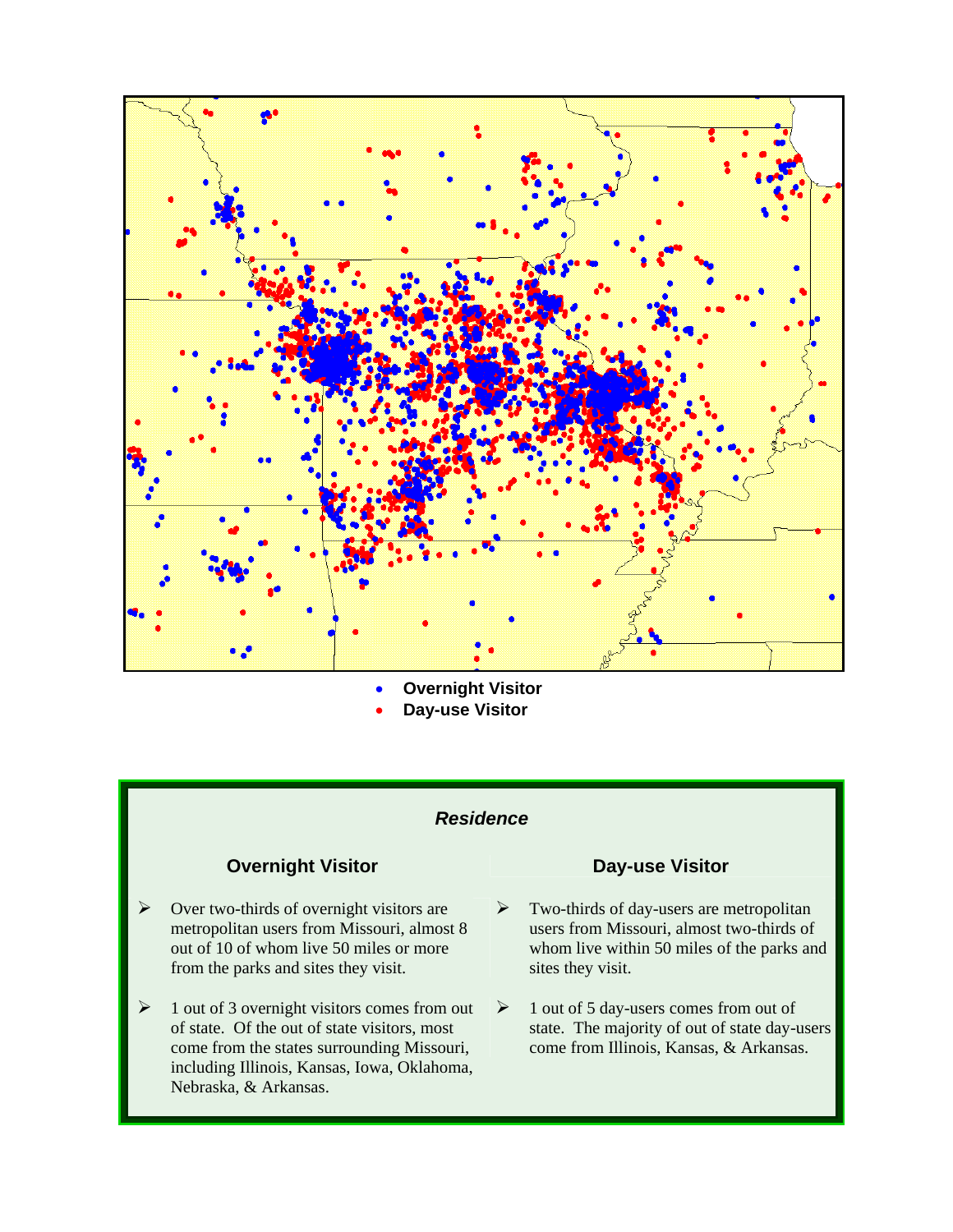- Overnight Visitor
- Day-use Visitor

### *Residence*

#### Overnight Visitor

- Over two-thirds of overnight visitors are metropolitan users from Missouri, almost 8 out of 10 of whom live 50 miles or more from the parks and sites they visit.
- 1 out of 3 overnight visitors comes from out of state. Of the out of state visitors, most come from the states surrounding Missouri, including Illinois, Kansas, Iowa, Oklahoma, Nebraska, & Arkansas.

#### Day-use Visitor

- Two-thirds of day-users are metropolitan users from Missouri, almost two-thirds of whom live within 50 miles of the parks and sites they visit.
- 1 out of 5 day-users comes from out of state. The majority of out of state day-users come from Illinois, Kansas, & Arkansas.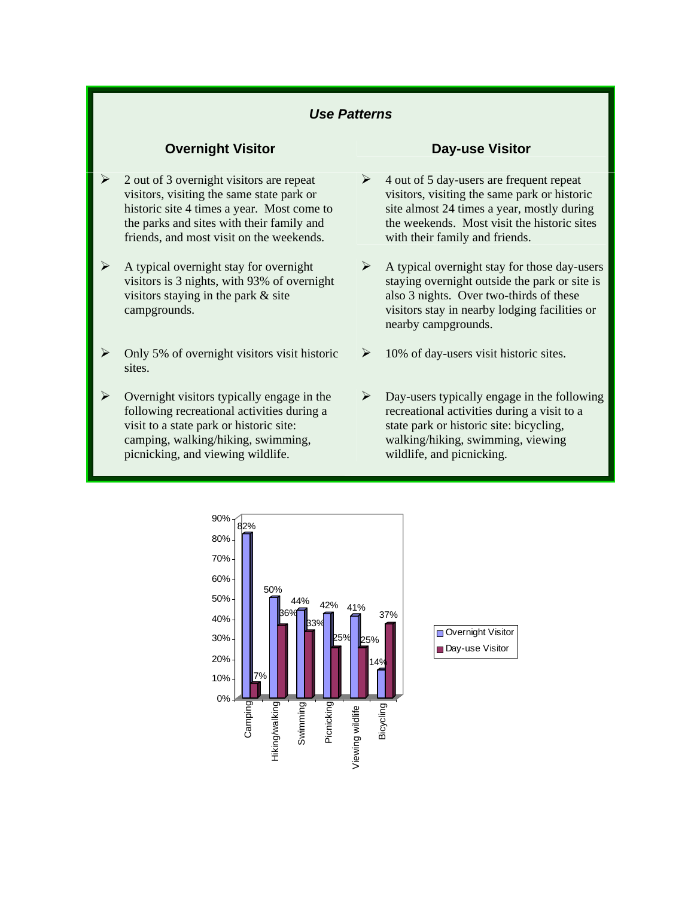## *Use Patterns*

| Overnight Visitor | Day-use Visitor |
|---|---|
| 2 out of 3 overnight visitors are repeat visitors, visiting the same state park or historic site 4 times a year. Most come to the parks and sites with their family and friends, and most visit on the weekends. | 4 out of 5 day-users are frequent repeat visitors, visiting the same park or historic site almost 24 times a year, mostly during the weekends. Most visit the historic sites with their family and friends. |
| A typical overnight stay for overnight visitors is 3 nights, with 93% of overnight visitors staying in the park & site campgrounds. | A typical overnight stay for those day-users staying overnight outside the park or site is also 3 nights. Over two-thirds of these visitors stay in nearby lodging facilities or nearby campgrounds. |
| Only 5% of overnight visitors visit historic sites. | 10% of day-users visit historic sites. |
| Overnight visitors typically engage in the following recreational activities during a visit to a state park or historic site: camping, walking/hiking, swimming, picnicking, and viewing wildlife. | Day-users typically engage in the following recreational activities during a visit to a state park or historic site: bicycling, walking/hiking, swimming, viewing wildlife, and picnicking. |

| Activity | Overnight Visitor | Day-use Visitor |
|---|---|---|
| Camping | 82% | 7% |
| Hiking/walking | 50% | 36% |
| Swimming | 44% | 33% |
| Picnicking | 42% | 25% |
| Viewing wildlife | 41% | 25% |
| Bicycling | 14% | 37% |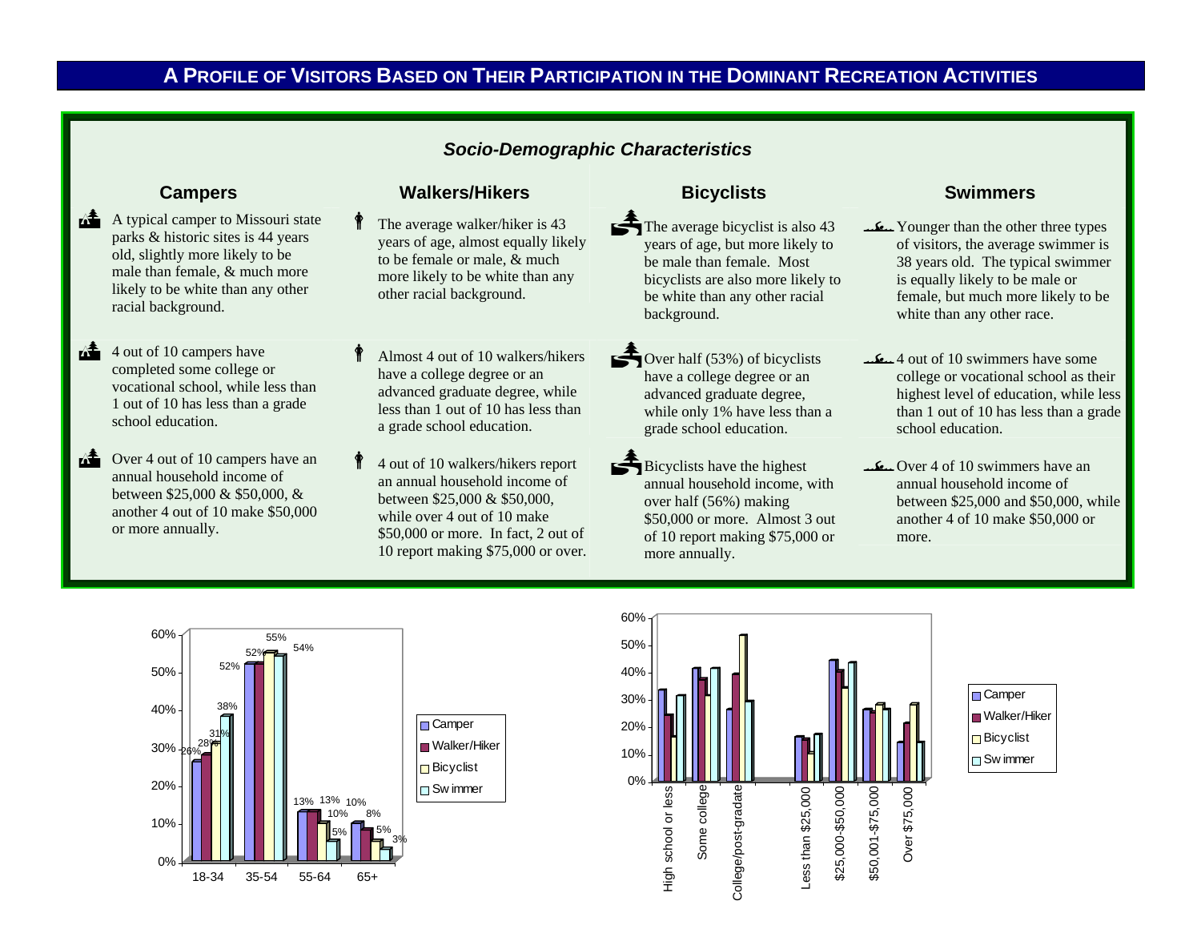# A Profile of Visitors Based on Their Participation in the Dominant Recreation Activities

## *Socio-Demographic Characteristics*

### Campers

- A typical camper to Missouri state parks & historic sites is 44 years old, slightly more likely to be male than female, & much more likely to be white than any other racial background.
- 4 out of 10 campers have completed some college or vocational school, while less than 1 out of 10 has less than a grade school education.
- Over 4 out of 10 campers have an annual household income of between $25,000 & $50,000, & another 4 out of 10 make $50,000 or more annually.

### Walkers/Hikers

- The average walker/hiker is 43 years of age, almost equally likely to be female or male, & much more likely to be white than any other racial background.
- Almost 4 out of 10 walkers/hikers have a college degree or an advanced graduate degree, while less than 1 out of 10 has less than a grade school education.
- 4 out of 10 walkers/hikers report an annual household income of between $25,000 & $50,000, while over 4 out of 10 make $50,000 or more. In fact, 2 out of 10 report making $75,000 or over.

### Bicyclists

- The average bicyclist is also 43 years of age, but more likely to be male than female. Most bicyclists are also more likely to be white than any other racial background.
- Over half (53%) of bicyclists have a college degree or an advanced graduate degree, while only 1% have less than a grade school education.
- Bicyclists have the highest annual household income, with over half (56%) making $50,000 or more. Almost 3 out of 10 report making $75,000 or more annually.

### Swimmers

- Younger than the other three types of visitors, the average swimmer is 38 years old. The typical swimmer is equally likely to be male or female, but much more likely to be white than any other race.
- 4 out of 10 swimmers have some college or vocational school as their highest level of education, while less than 1 out of 10 has less than a grade school education.
- Over 4 of 10 swimmers have an annual household income of between $25,000 and $50,000, while another 4 of 10 make $50,000 or more.

| Age | Camper | Walker/Hiker | Bicyclist | Swimmer |
|---|---|---|---|---|
| 18-34 | 26% | 28% | 31% | 38% |
| 35-54 | 52% | 52% | 55% | 54% |
| 55-64 | 13% | 13% | 10% | 5% |
| 65+ | 10% | 8% | 5% | 3% |

| | Camper | Walker/Hiker | Bicyclist | Swimmer |
|---|---|---|---|---|
| High school or less | 33% | 24% | 16% | 31% |
| Some college | 41% | 37% | 31% | 41% |
| College/post-graduate | 26% | 39% | 53% | 29% |
| Less than $25,000 | 16% | 15% | 10% | 17% |
| $25,000-$50,000 | 44% | 40% | 34% | 43% |
| $50,001-$75,000 | 26% | 25% | 28% | 26% |
| Over $75,000 | 14% | 21% | 28% | 14% |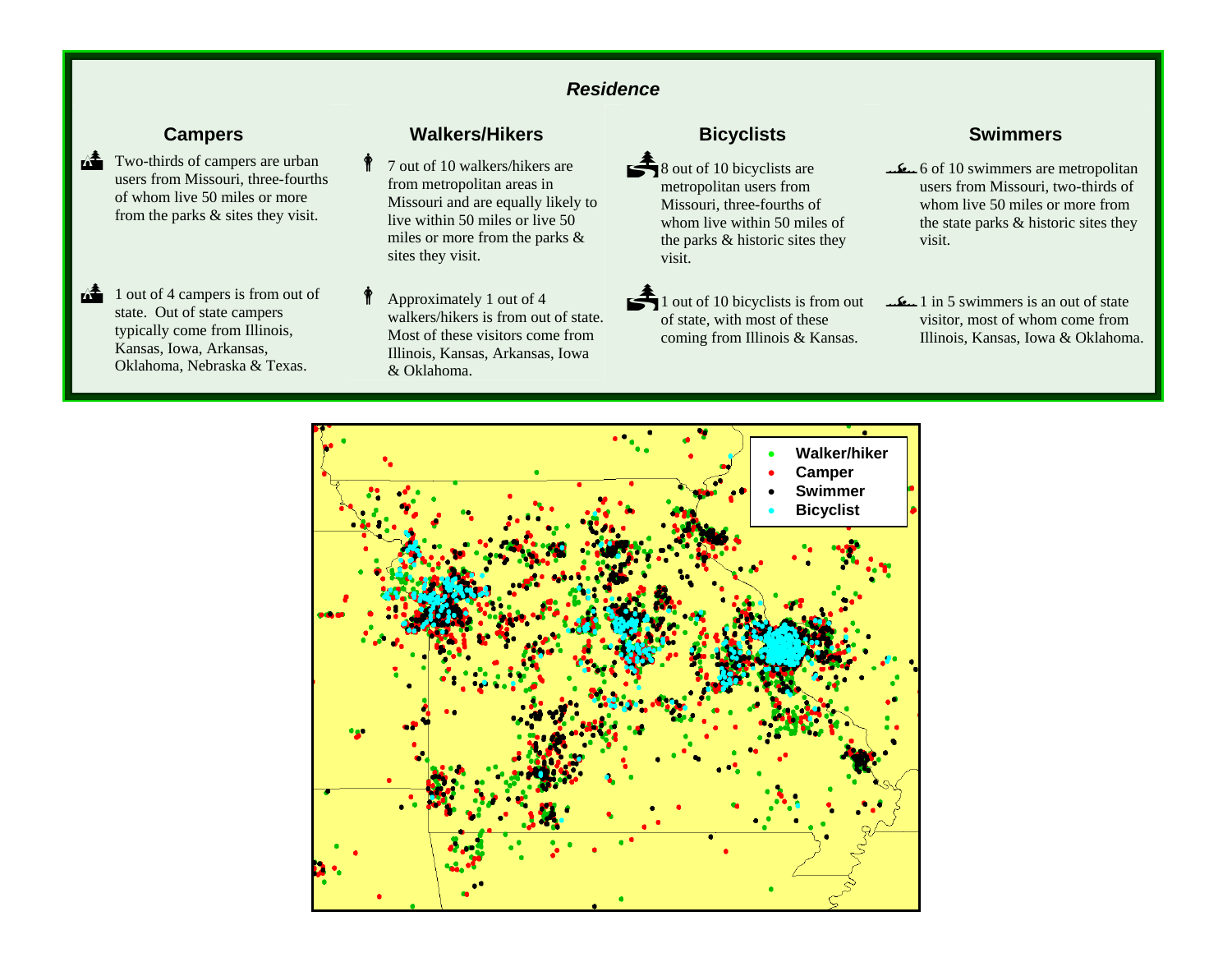## *Residence*

### Campers

Two-thirds of campers are urban users from Missouri, three-fourths of whom live 50 miles or more from the parks & sites they visit.

1 out of 4 campers is from out of state. Out of state campers typically come from Illinois, Kansas, Iowa, Arkansas, Oklahoma, Nebraska & Texas.

### Walkers/Hikers

7 out of 10 walkers/hikers are from metropolitan areas in Missouri and are equally likely to live within 50 miles or live 50 miles or more from the parks & sites they visit.

Approximately 1 out of 4 walkers/hikers is from out of state. Most of these visitors come from Illinois, Kansas, Arkansas, Iowa & Oklahoma.

### Bicyclists

8 out of 10 bicyclists are metropolitan users from Missouri, three-fourths of whom live within 50 miles of the parks & historic sites they visit.

1 out of 10 bicyclists is from out of state, with most of these coming from Illinois & Kansas.

### Swimmers

6 of 10 swimmers are metropolitan users from Missouri, two-thirds of whom live 50 miles or more from the state parks & historic sites they visit.

1 in 5 swimmers is an out of state visitor, most of whom come from Illinois, Kansas, Iowa & Oklahoma.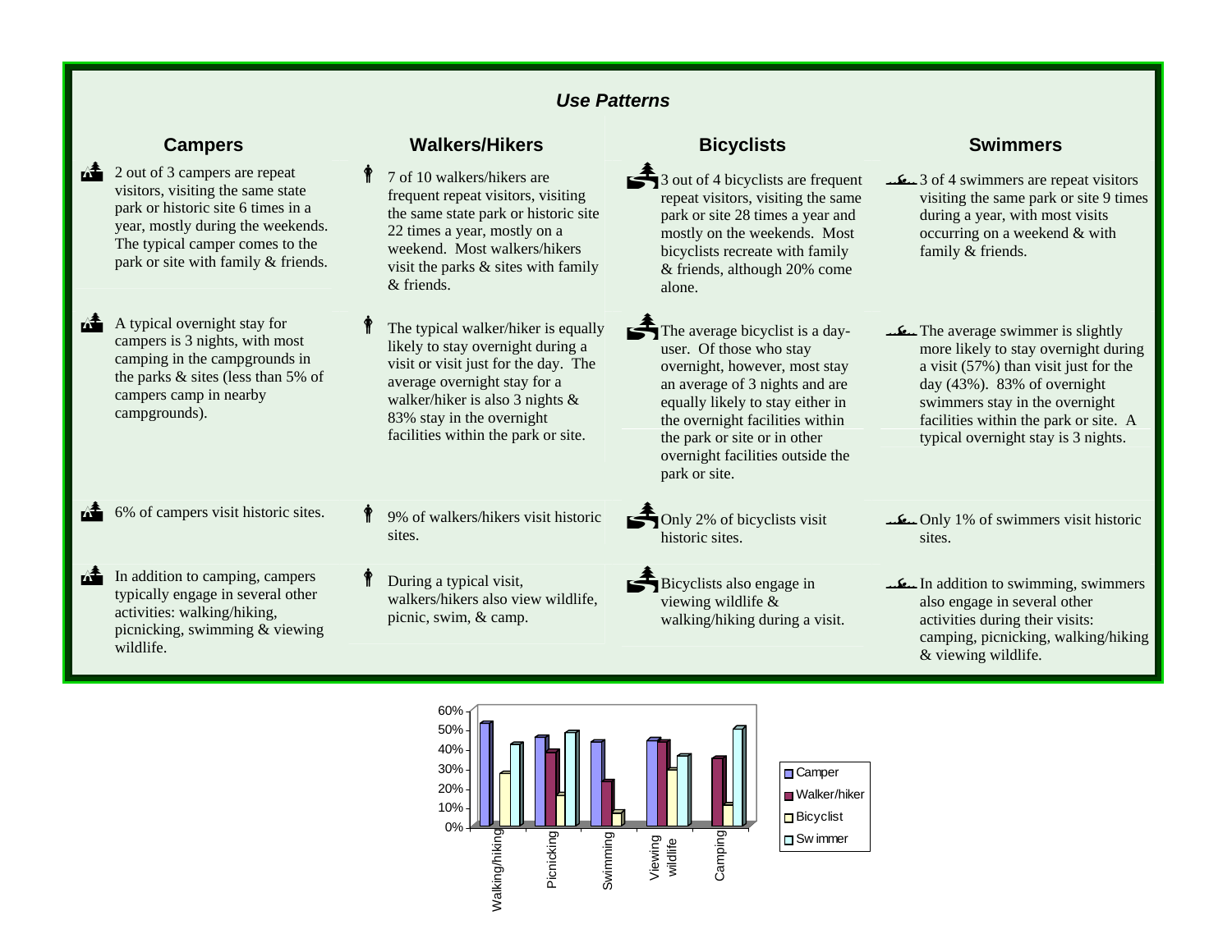## *Use Patterns*

### Campers

- 2 out of 3 campers are repeat visitors, visiting the same state park or historic site 6 times in a year, mostly during the weekends. The typical camper comes to the park or site with family & friends.
- A typical overnight stay for campers is 3 nights, with most camping in the campgrounds in the parks & sites (less than 5% of campers camp in nearby campgrounds).
- 6% of campers visit historic sites.
- In addition to camping, campers typically engage in several other activities: walking/hiking, picnicking, swimming & viewing wildlife.

### Walkers/Hikers

- 7 of 10 walkers/hikers are frequent repeat visitors, visiting the same state park or historic site 22 times a year, mostly on a weekend. Most walkers/hikers visit the parks & sites with family & friends.
- The typical walker/hiker is equally likely to stay overnight during a visit or visit just for the day. The average overnight stay for a walker/hiker is also 3 nights & 83% stay in the overnight facilities within the park or site.
- 9% of walkers/hikers visit historic sites.
- During a typical visit, walkers/hikers also view wildlife, picnic, swim, & camp.

### Bicyclists

- 3 out of 4 bicyclists are frequent repeat visitors, visiting the same park or site 28 times a year and mostly on the weekends. Most bicyclists recreate with family & friends, although 20% come alone.
- The average bicyclist is a day-user. Of those who stay overnight, however, most stay an average of 3 nights and are equally likely to stay either in the overnight facilities within the park or site or in other overnight facilities outside the park or site.
- Only 2% of bicyclists visit historic sites.
- Bicyclists also engage in viewing wildlife & walking/hiking during a visit.

### Swimmers

- 3 of 4 swimmers are repeat visitors visiting the same park or site 9 times during a year, with most visits occurring on a weekend & with family & friends.
- The average swimmer is slightly more likely to stay overnight during a visit (57%) than visit just for the day (43%). 83% of overnight swimmers stay in the overnight facilities within the park or site. A typical overnight stay is 3 nights.
- Only 1% of swimmers visit historic sites.
- In addition to swimming, swimmers also engage in several other activities during their visits: camping, picnicking, walking/hiking & viewing wildlife.

| Activity | Camper | Walker/hiker | Bicyclist | Swimmer |
|---|---|---|---|---|
| Walking/hiking | 53% | | 27% | 42% |
| Picnicking | 46% | 38% | 16% | 48% |
| Swimming | 43% | 23% | 7% | |
| Viewing wildlife | 44% | 43% | 29% | 36% |
| Camping | | 35% | 11% | 50% |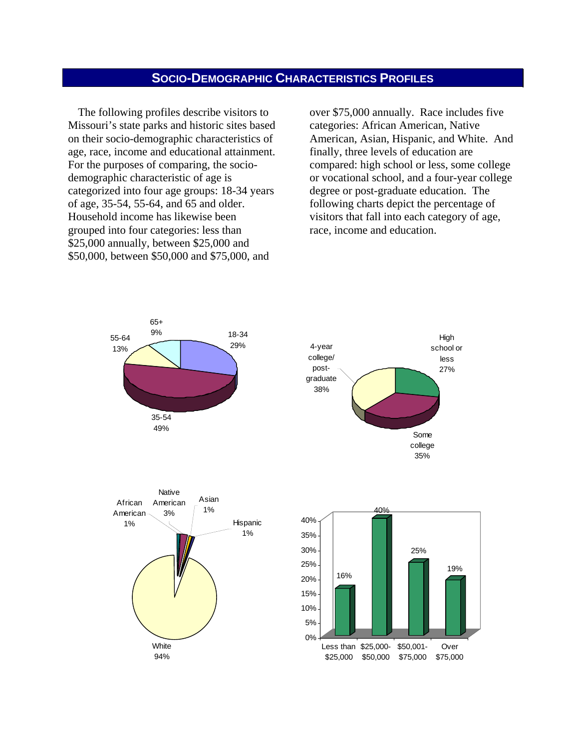## SOCIO-DEMOGRAPHIC CHARACTERISTICS PROFILES

The following profiles describe visitors to Missouri's state parks and historic sites based on their socio-demographic characteristics of age, race, income and educational attainment. For the purposes of comparing, the socio-demographic characteristic of age is categorized into four age groups: 18-34 years of age, 35-54, 55-64, and 65 and older. Household income has likewise been grouped into four categories: less than \$25,000 annually, between \$25,000 and \$50,000, between \$50,000 and \$75,000, and over \$75,000 annually. Race includes five categories: African American, Native American, Asian, Hispanic, and White. And finally, three levels of education are compared: high school or less, some college or vocational school, and a four-year college degree or post-graduate education. The following charts depict the percentage of visitors that fall into each category of age, race, income and education.

| Age | Percent |
|---|---|
| 18-34 | 29% |
| 35-54 | 49% |
| 55-64 | 13% |
| 65+ | 9% |

| Education | Percent |
|---|---|
| High school or less | 27% |
| Some college | 35% |
| 4-year college/ post-graduate | 38% |

| Race | Percent |
|---|---|
| African American | 1% |
| Native American | 3% |
| Asian | 1% |
| Hispanic | 1% |
| White | 94% |

| Income | Percent |
|---|---|
| Less than \$25,000 | 16% |
| \$25,000-\$50,000 | 40% |
| \$50,001-\$75,000 | 25% |
| Over \$75,000 | 19% |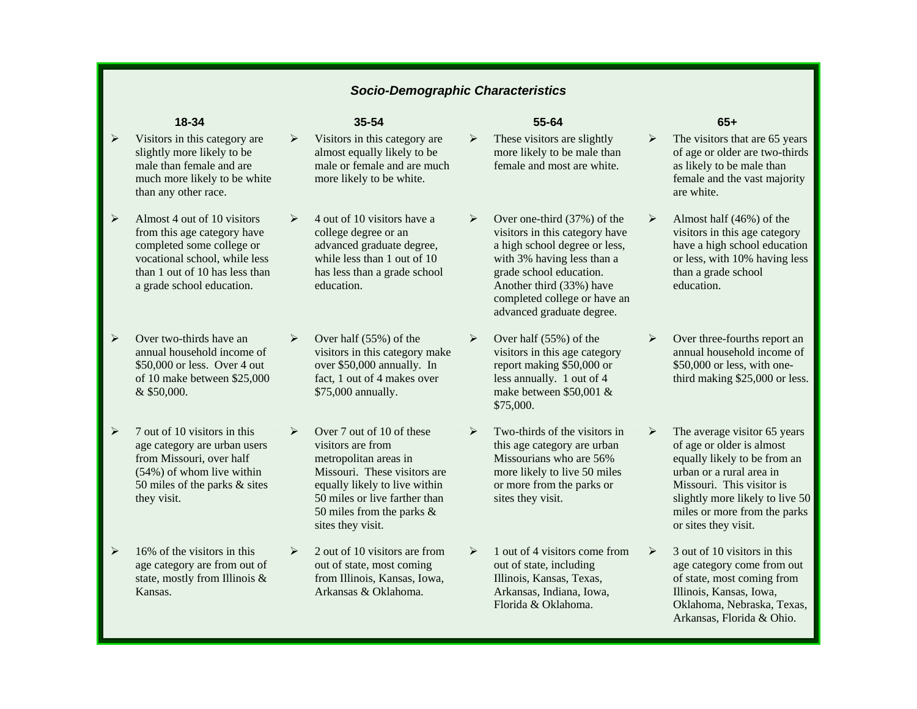## *Socio-Demographic Characteristics*

### 18-34

- Visitors in this category are slightly more likely to be male than female and are much more likely to be white than any other race.
- Almost 4 out of 10 visitors from this age category have completed some college or vocational school, while less than 1 out of 10 has less than a grade school education.
- Over two-thirds have an annual household income of $50,000 or less. Over 4 out of 10 make between $25,000 & $50,000.
- 7 out of 10 visitors in this age category are urban users from Missouri, over half (54%) of whom live within 50 miles of the parks & sites they visit.
- 16% of the visitors in this age category are from out of state, mostly from Illinois & Kansas.

### 35-54

- Visitors in this category are almost equally likely to be male or female and are much more likely to be white.
- 4 out of 10 visitors have a college degree or an advanced graduate degree, while less than 1 out of 10 has less than a grade school education.
- Over half (55%) of the visitors in this category make over $50,000 annually. In fact, 1 out of 4 makes over $75,000 annually.
- Over 7 out of 10 of these visitors are from metropolitan areas in Missouri. These visitors are equally likely to live within 50 miles or live farther than 50 miles from the parks & sites they visit.
- 2 out of 10 visitors are from out of state, most coming from Illinois, Kansas, Iowa, Arkansas & Oklahoma.

### 55-64

- These visitors are slightly more likely to be male than female and most are white.
- Over one-third (37%) of the visitors in this category have a high school degree or less, with 3% having less than a grade school education. Another third (33%) have completed college or have an advanced graduate degree.
- Over half (55%) of the visitors in this age category report making $50,000 or less annually. 1 out of 4 make between $50,001 & $75,000.
- Two-thirds of the visitors in this age category are urban Missourians who are 56% more likely to live 50 miles or more from the parks or sites they visit.
- 1 out of 4 visitors come from out of state, including Illinois, Kansas, Texas, Arkansas, Indiana, Iowa, Florida & Oklahoma.

### 65+

- The visitors that are 65 years of age or older are two-thirds as likely to be male than female and the vast majority are white.
- Almost half (46%) of the visitors in this age category have a high school education or less, with 10% having less than a grade school education.
- Over three-fourths report an annual household income of $50,000 or less, with one-third making $25,000 or less.
- The average visitor 65 years of age or older is almost equally likely to be from an urban or a rural area in Missouri. This visitor is slightly more likely to live 50 miles or more from the parks or sites they visit.
- 3 out of 10 visitors in this age category come from out of state, most coming from Illinois, Kansas, Iowa, Oklahoma, Nebraska, Texas, Arkansas, Florida & Ohio.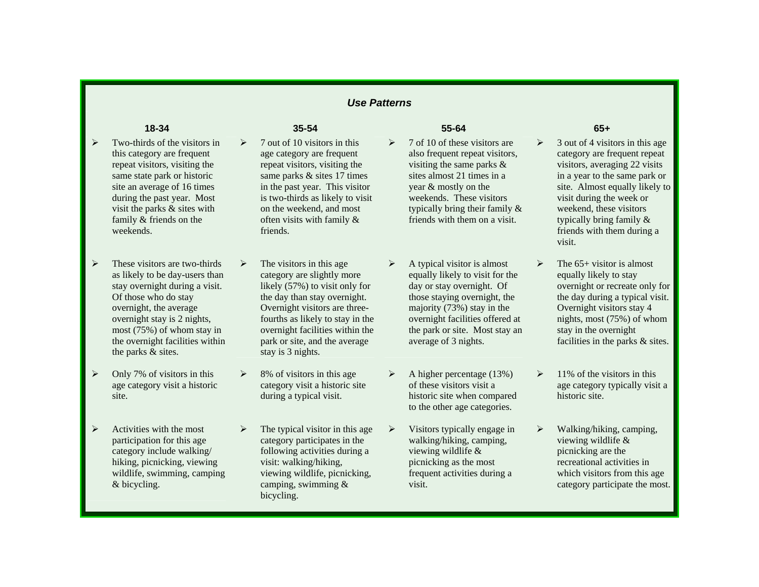## *Use Patterns*

### 18-34

- Two-thirds of the visitors in this category are frequent repeat visitors, visiting the same state park or historic site an average of 16 times during the past year. Most visit the parks & sites with family & friends on the weekends.
- These visitors are two-thirds as likely to be day-users than stay overnight during a visit. Of those who do stay overnight, the average overnight stay is 2 nights, most (75%) of whom stay in the overnight facilities within the parks & sites.
- Only 7% of visitors in this age category visit a historic site.
- Activities with the most participation for this age category include walking/ hiking, picnicking, viewing wildlife, swimming, camping & bicycling.

### 35-54

- 7 out of 10 visitors in this age category are frequent repeat visitors, visiting the same parks & sites 17 times in the past year. This visitor is two-thirds as likely to visit on the weekend, and most often visits with family & friends.
- The visitors in this age category are slightly more likely (57%) to visit only for the day than stay overnight. Overnight visitors are three-fourths as likely to stay in the overnight facilities within the park or site, and the average stay is 3 nights.
- 8% of visitors in this age category visit a historic site during a typical visit.
- The typical visitor in this age category participates in the following activities during a visit: walking/hiking, viewing wildlife, picnicking, camping, swimming & bicycling.

### 55-64

- 7 of 10 of these visitors are also frequent repeat visitors, visiting the same parks & sites almost 21 times in a year & mostly on the weekends. These visitors typically bring their family & friends with them on a visit.
- A typical visitor is almost equally likely to visit for the day or stay overnight. Of those staying overnight, the majority (73%) stay in the overnight facilities offered at the park or site. Most stay an average of 3 nights.
- A higher percentage (13%) of these visitors visit a historic site when compared to the other age categories.
- Visitors typically engage in walking/hiking, camping, viewing wildlife & picnicking as the most frequent activities during a visit.

### 65+

- 3 out of 4 visitors in this age category are frequent repeat visitors, averaging 22 visits in a year to the same park or site. Almost equally likely to visit during the week or weekend, these visitors typically bring family & friends with them during a visit.
- The 65+ visitor is almost equally likely to stay overnight or recreate only for the day during a typical visit. Overnight visitors stay 4 nights, most (75%) of whom stay in the overnight facilities in the parks & sites.
- 11% of the visitors in this age category typically visit a historic site.
- Walking/hiking, camping, viewing wildlife & picnicking are the recreational activities in which visitors from this age category participate the most.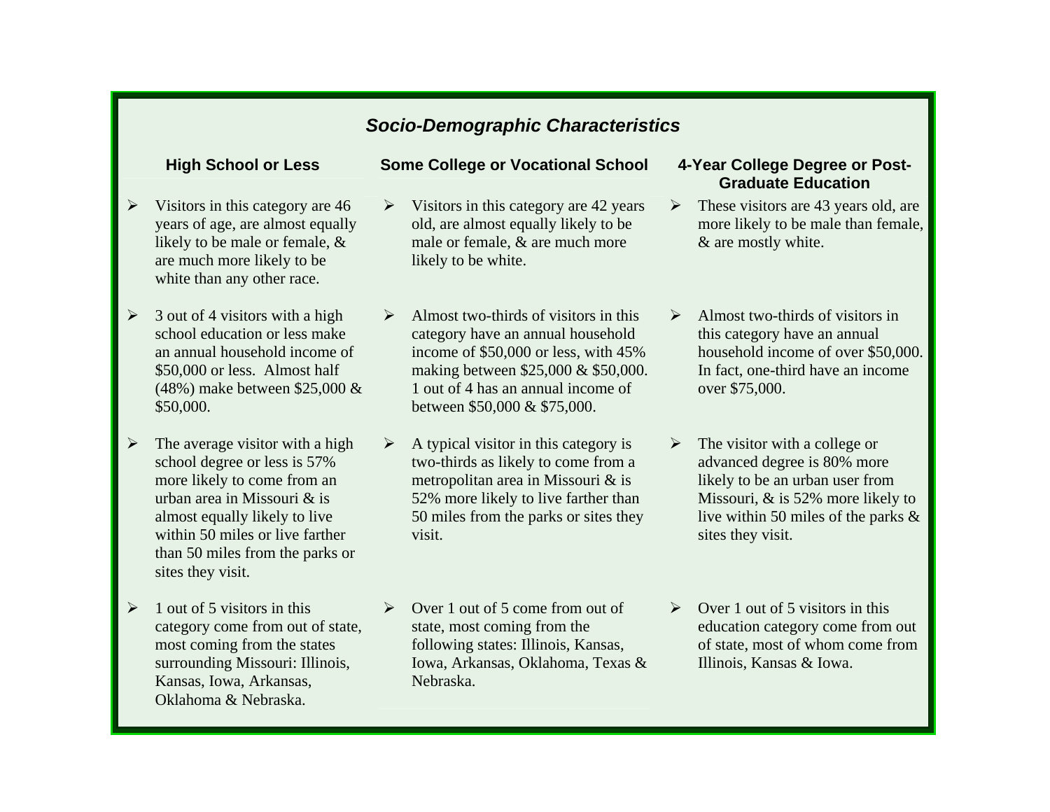## *Socio-Demographic Characteristics*

### High School or Less

- Visitors in this category are 46 years of age, are almost equally likely to be male or female, & are much more likely to be white than any other race.
- 3 out of 4 visitors with a high school education or less make an annual household income of $50,000 or less. Almost half (48%) make between $25,000 & $50,000.
- The average visitor with a high school degree or less is 57% more likely to come from an urban area in Missouri & is almost equally likely to live within 50 miles or live farther than 50 miles from the parks or sites they visit.
- 1 out of 5 visitors in this category come from out of state, most coming from the states surrounding Missouri: Illinois, Kansas, Iowa, Arkansas, Oklahoma & Nebraska.

### Some College or Vocational School

- Visitors in this category are 42 years old, are almost equally likely to be male or female, & are much more likely to be white.
- Almost two-thirds of visitors in this category have an annual household income of $50,000 or less, with 45% making between $25,000 & $50,000. 1 out of 4 has an annual income of between $50,000 & $75,000.
- A typical visitor in this category is two-thirds as likely to come from a metropolitan area in Missouri & is 52% more likely to live farther than 50 miles from the parks or sites they visit.
- Over 1 out of 5 come from out of state, most coming from the following states: Illinois, Kansas, Iowa, Arkansas, Oklahoma, Texas & Nebraska.

### 4-Year College Degree or Post-Graduate Education

- These visitors are 43 years old, are more likely to be male than female, & are mostly white.
- Almost two-thirds of visitors in this category have an annual household income of over $50,000. In fact, one-third have an income over $75,000.
- The visitor with a college or advanced degree is 80% more likely to be an urban user from Missouri, & is 52% more likely to live within 50 miles of the parks & sites they visit.
- Over 1 out of 5 visitors in this education category come from out of state, most of whom come from Illinois, Kansas & Iowa.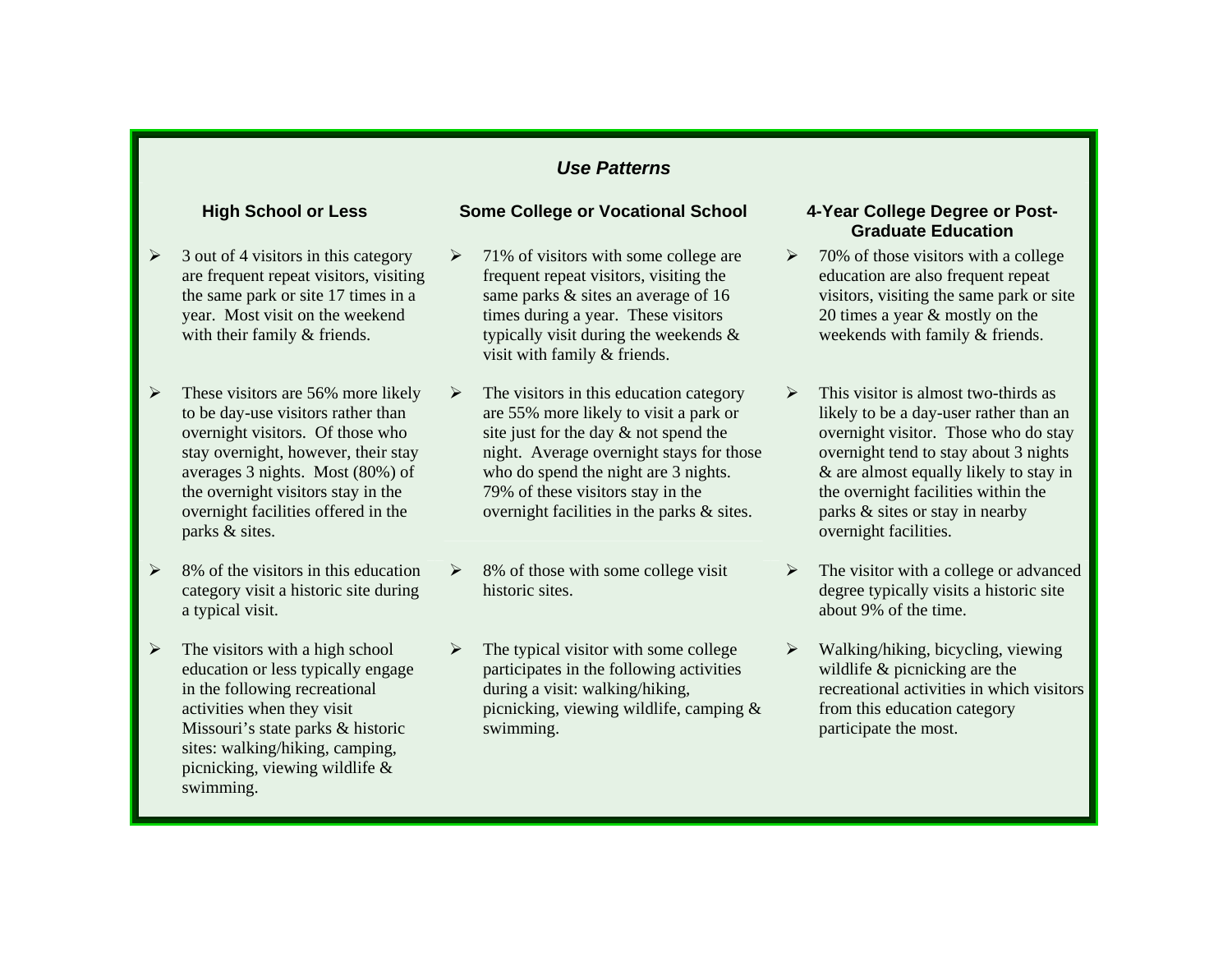## *Use Patterns*

### High School or Less

- 3 out of 4 visitors in this category are frequent repeat visitors, visiting the same park or site 17 times in a year. Most visit on the weekend with their family & friends.
- These visitors are 56% more likely to be day-use visitors rather than overnight visitors. Of those who stay overnight, however, their stay averages 3 nights. Most (80%) of the overnight visitors stay in the overnight facilities offered in the parks & sites.
- 8% of the visitors in this education category visit a historic site during a typical visit.
- The visitors with a high school education or less typically engage in the following recreational activities when they visit Missouri's state parks & historic sites: walking/hiking, camping, picnicking, viewing wildlife & swimming.

### Some College or Vocational School

- 71% of visitors with some college are frequent repeat visitors, visiting the same parks & sites an average of 16 times during a year. These visitors typically visit during the weekends & visit with family & friends.
- The visitors in this education category are 55% more likely to visit a park or site just for the day & not spend the night. Average overnight stays for those who do spend the night are 3 nights. 79% of these visitors stay in the overnight facilities in the parks & sites.
- 8% of those with some college visit historic sites.
- The typical visitor with some college participates in the following activities during a visit: walking/hiking, picnicking, viewing wildlife, camping & swimming.

### 4-Year College Degree or Post-Graduate Education

- 70% of those visitors with a college education are also frequent repeat visitors, visiting the same park or site 20 times a year & mostly on the weekends with family & friends.
- This visitor is almost two-thirds as likely to be a day-user rather than an overnight visitor. Those who do stay overnight tend to stay about 3 nights & are almost equally likely to stay in the overnight facilities within the parks & sites or stay in nearby overnight facilities.
- The visitor with a college or advanced degree typically visits a historic site about 9% of the time.
- Walking/hiking, bicycling, viewing wildlife & picnicking are the recreational activities in which visitors from this education category participate the most.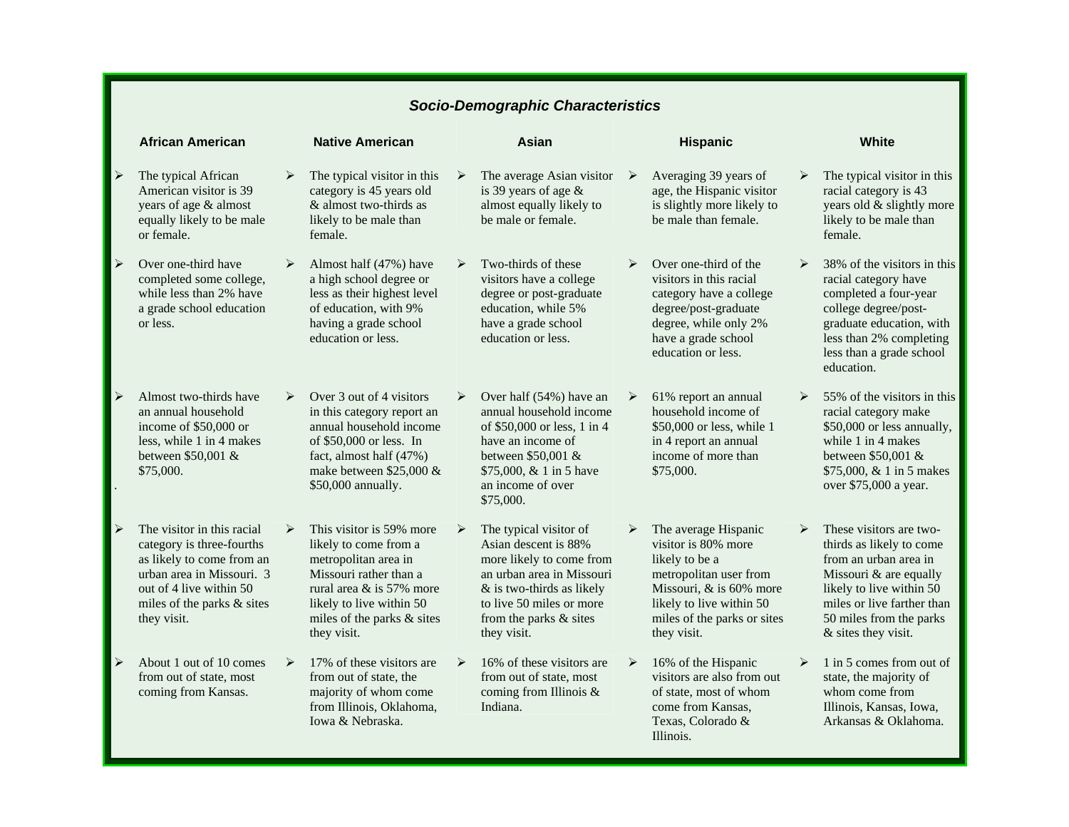### *Socio-Demographic Characteristics*

| African American | Native American | Asian | Hispanic | White |
|---|---|---|---|---|
| ➢ The typical African American visitor is 39 years of age & almost equally likely to be male or female. | ➢ The typical visitor in this category is 45 years old & almost two-thirds as likely to be male than female. | ➢ The average Asian visitor is 39 years of age & almost equally likely to be male or female. | ➢ Averaging 39 years of age, the Hispanic visitor is slightly more likely to be male than female. | ➢ The typical visitor in this racial category is 43 years old & slightly more likely to be male than female. |
| ➢ Over one-third have completed some college, while less than 2% have a grade school education or less. | ➢ Almost half (47%) have a high school degree or less as their highest level of education, with 9% having a grade school education or less. | ➢ Two-thirds of these visitors have a college degree or post-graduate education, while 5% have a grade school education or less. | ➢ Over one-third of the visitors in this racial category have a college degree/post-graduate degree, while only 2% have a grade school education or less. | ➢ 38% of the visitors in this racial category have completed a four-year college degree/post-graduate education, with less than 2% completing less than a grade school education. |
| ➢ Almost two-thirds have an annual household income of $50,000 or less, while 1 in 4 makes between $50,001 & $75,000. | ➢ Over 3 out of 4 visitors in this category report an annual household income of $50,000 or less. In fact, almost half (47%) make between $25,000 & $50,000 annually. | ➢ Over half (54%) have an annual household income of $50,000 or less, 1 in 4 have an income of between $50,001 & $75,000, & 1 in 5 have an income of over $75,000. | ➢ 61% report an annual household income of $50,000 or less, while 1 in 4 report an annual income of more than $75,000. | ➢ 55% of the visitors in this racial category make $50,000 or less annually, while 1 in 4 makes between $50,001 & $75,000, & 1 in 5 makes over $75,000 a year. |
| ➢ The visitor in this racial category is three-fourths as likely to come from an urban area in Missouri. 3 out of 4 live within 50 miles of the parks & sites they visit. | ➢ This visitor is 59% more likely to come from a metropolitan area in Missouri rather than a rural area & is 57% more likely to live within 50 miles of the parks & sites they visit. | ➢ The typical visitor of Asian descent is 88% more likely to come from an urban area in Missouri & is two-thirds as likely to live 50 miles or more from the parks & sites they visit. | ➢ The average Hispanic visitor is 80% more likely to be a metropolitan user from Missouri, & is 60% more likely to live within 50 miles of the parks or sites they visit. | ➢ These visitors are two-thirds as likely to come from an urban area in Missouri & are equally likely to live within 50 miles or live farther than 50 miles from the parks & sites they visit. |
| ➢ About 1 out of 10 comes from out of state, most coming from Kansas. | ➢ 17% of these visitors are from out of state, the majority of whom come from Illinois, Oklahoma, Iowa & Nebraska. | ➢ 16% of these visitors are from out of state, most coming from Illinois & Indiana. | ➢ 16% of the Hispanic visitors are also from out of state, most of whom come from Kansas, Texas, Colorado & Illinois. | ➢ 1 in 5 comes from out of state, the majority of whom come from Illinois, Kansas, Iowa, Arkansas & Oklahoma. |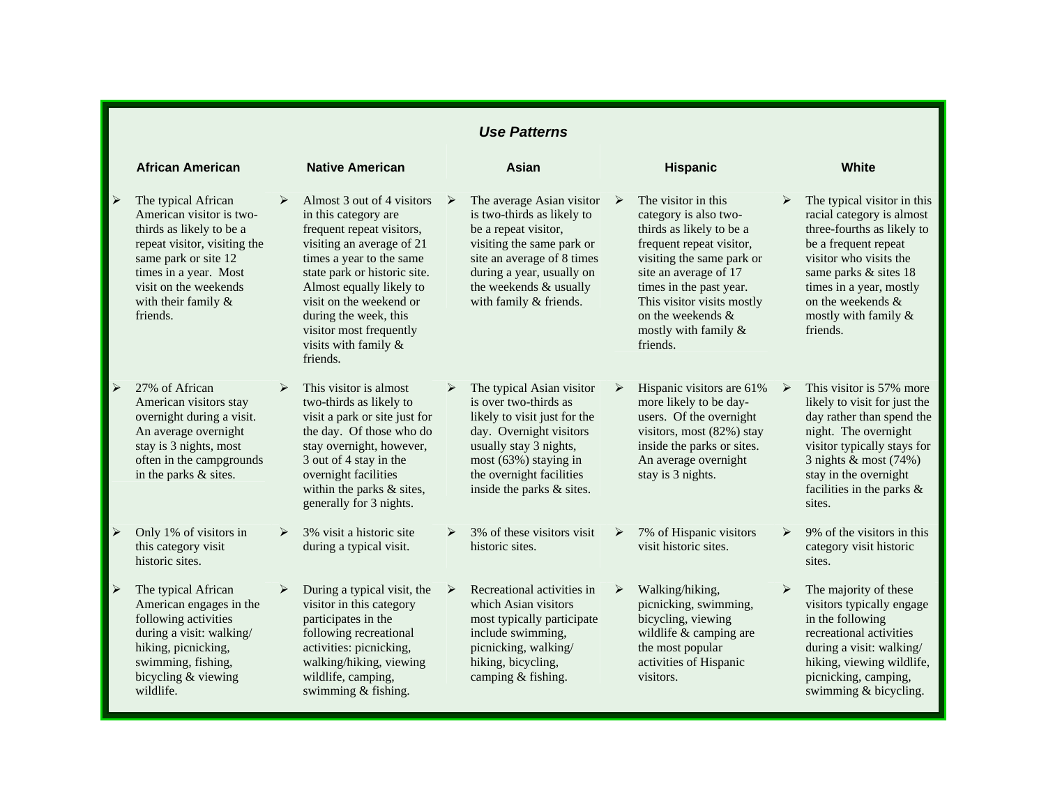## *Use Patterns*

| African American | Native American | Asian | Hispanic | White |
|---|---|---|---|---|
| ➢ The typical African American visitor is two-thirds as likely to be a repeat visitor, visiting the same park or site 12 times in a year. Most visit on the weekends with their family & friends. | ➢ Almost 3 out of 4 visitors in this category are frequent repeat visitors, visiting an average of 21 times a year to the same state park or historic site. Almost equally likely to visit on the weekend or during the week, this visitor most frequently visits with family & friends. | ➢ The average Asian visitor is two-thirds as likely to be a repeat visitor, visiting the same park or site an average of 8 times during a year, usually on the weekends & usually with family & friends. | ➢ The visitor in this category is also two-thirds as likely to be a frequent repeat visitor, visiting the same park or site an average of 17 times in the past year. This visitor visits mostly on the weekends & mostly with family & friends. | ➢ The typical visitor in this racial category is almost three-fourths as likely to be a frequent repeat visitor who visits the same parks & sites 18 times in a year, mostly on the weekends & mostly with family & friends. |
| ➢ 27% of African American visitors stay overnight during a visit. An average overnight stay is 3 nights, most often in the campgrounds in the parks & sites. | ➢ This visitor is almost two-thirds as likely to visit a park or site just for the day. Of those who do stay overnight, however, 3 out of 4 stay in the overnight facilities within the parks & sites, generally for 3 nights. | ➢ The typical Asian visitor is over two-thirds as likely to visit just for the day. Overnight visitors usually stay 3 nights, most (63%) staying in the overnight facilities inside the parks & sites. | ➢ Hispanic visitors are 61% more likely to be day-users. Of the overnight visitors, most (82%) stay inside the parks or sites. An average overnight stay is 3 nights. | ➢ This visitor is 57% more likely to visit for just the day rather than spend the night. The overnight visitor typically stays for 3 nights & most (74%) stay in the overnight facilities in the parks & sites. |
| ➢ Only 1% of visitors in this category visit historic sites. | ➢ 3% visit a historic site during a typical visit. | ➢ 3% of these visitors visit historic sites. | ➢ 7% of Hispanic visitors visit historic sites. | ➢ 9% of the visitors in this category visit historic sites. |
| ➢ The typical African American engages in the following activities during a visit: walking/ hiking, picnicking, swimming, fishing, bicycling & viewing wildlife. | ➢ During a typical visit, the visitor in this category participates in the following recreational activities: picnicking, walking/hiking, viewing wildlife, camping, swimming & fishing. | ➢ Recreational activities in which Asian visitors most typically participate include swimming, picnicking, walking/ hiking, bicycling, camping & fishing. | ➢ Walking/hiking, picnicking, swimming, bicycling, viewing wildlife & camping are the most popular activities of Hispanic visitors. | ➢ The majority of these visitors typically engage in the following recreational activities during a visit: walking/ hiking, viewing wildlife, picnicking, camping, swimming & bicycling. |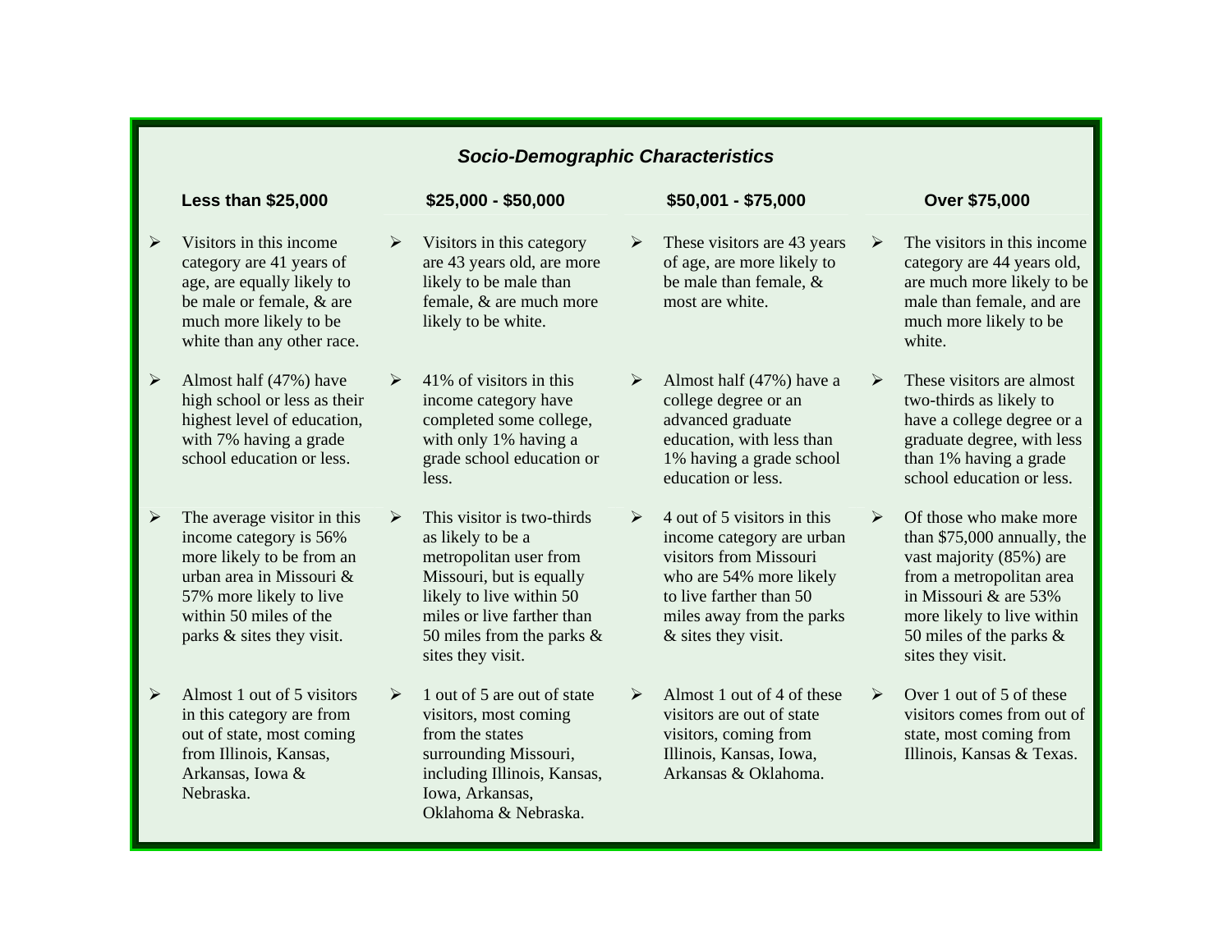## *Socio-Demographic Characteristics*

### Less than $25,000

- Visitors in this income category are 41 years of age, are equally likely to be male or female, & are much more likely to be white than any other race.
- Almost half (47%) have high school or less as their highest level of education, with 7% having a grade school education or less.
- The average visitor in this income category is 56% more likely to be from an urban area in Missouri & 57% more likely to live within 50 miles of the parks & sites they visit.
- Almost 1 out of 5 visitors in this category are from out of state, most coming from Illinois, Kansas, Arkansas, Iowa & Nebraska.

### $25,000 - $50,000

- Visitors in this category are 43 years old, are more likely to be male than female, & are much more likely to be white.
- 41% of visitors in this income category have completed some college, with only 1% having a grade school education or less.
- This visitor is two-thirds as likely to be a metropolitan user from Missouri, but is equally likely to live within 50 miles or live farther than 50 miles from the parks & sites they visit.
- 1 out of 5 are out of state visitors, most coming from the states surrounding Missouri, including Illinois, Kansas, Iowa, Arkansas, Oklahoma & Nebraska.

### $50,001 - $75,000

- These visitors are 43 years of age, are more likely to be male than female, & most are white.
- Almost half (47%) have a college degree or an advanced graduate education, with less than 1% having a grade school education or less.
- 4 out of 5 visitors in this income category are urban visitors from Missouri who are 54% more likely to live farther than 50 miles away from the parks & sites they visit.
- Almost 1 out of 4 of these visitors are out of state visitors, coming from Illinois, Kansas, Iowa, Arkansas & Oklahoma.

### Over $75,000

- The visitors in this income category are 44 years old, are much more likely to be male than female, and are much more likely to be white.
- These visitors are almost two-thirds as likely to have a college degree or a graduate degree, with less than 1% having a grade school education or less.
- Of those who make more than $75,000 annually, the vast majority (85%) are from a metropolitan area in Missouri & are 53% more likely to live within 50 miles of the parks & sites they visit.
- Over 1 out of 5 of these visitors comes from out of state, most coming from Illinois, Kansas & Texas.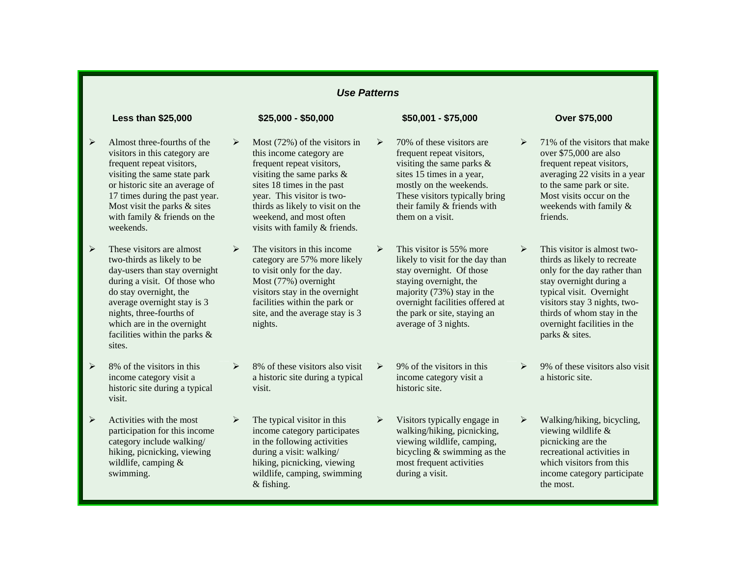## *Use Patterns*

### Less than $25,000

- Almost three-fourths of the visitors in this category are frequent repeat visitors, visiting the same state park or historic site an average of 17 times during the past year. Most visit the parks & sites with family & friends on the weekends.
- These visitors are almost two-thirds as likely to be day-users than stay overnight during a visit. Of those who do stay overnight, the average overnight stay is 3 nights, three-fourths of which are in the overnight facilities within the parks & sites.
- 8% of the visitors in this income category visit a historic site during a typical visit.
- Activities with the most participation for this income category include walking/ hiking, picnicking, viewing wildlife, camping & swimming.

### $25,000 - $50,000

- Most (72%) of the visitors in this income category are frequent repeat visitors, visiting the same parks & sites 18 times in the past year. This visitor is two-thirds as likely to visit on the weekend, and most often visits with family & friends.
- The visitors in this income category are 57% more likely to visit only for the day. Most (77%) overnight visitors stay in the overnight facilities within the park or site, and the average stay is 3 nights.
- 8% of these visitors also visit a historic site during a typical visit.
- The typical visitor in this income category participates in the following activities during a visit: walking/ hiking, picnicking, viewing wildlife, camping, swimming & fishing.

### $50,001 - $75,000

- 70% of these visitors are frequent repeat visitors, visiting the same parks & sites 15 times in a year, mostly on the weekends. These visitors typically bring their family & friends with them on a visit.
- This visitor is 55% more likely to visit for the day than stay overnight. Of those staying overnight, the majority (73%) stay in the overnight facilities offered at the park or site, staying an average of 3 nights.
- 9% of the visitors in this income category visit a historic site.
- Visitors typically engage in walking/hiking, picnicking, viewing wildlife, camping, bicycling & swimming as the most frequent activities during a visit.

### Over $75,000

- 71% of the visitors that make over $75,000 are also frequent repeat visitors, averaging 22 visits in a year to the same park or site. Most visits occur on the weekends with family & friends.
- This visitor is almost two-thirds as likely to recreate only for the day rather than stay overnight during a typical visit. Overnight visitors stay 3 nights, two-thirds of whom stay in the overnight facilities in the parks & sites.
- 9% of these visitors also visit a historic site.
- Walking/hiking, bicycling, viewing wildlife & picnicking are the recreational activities in which visitors from this income category participate the most.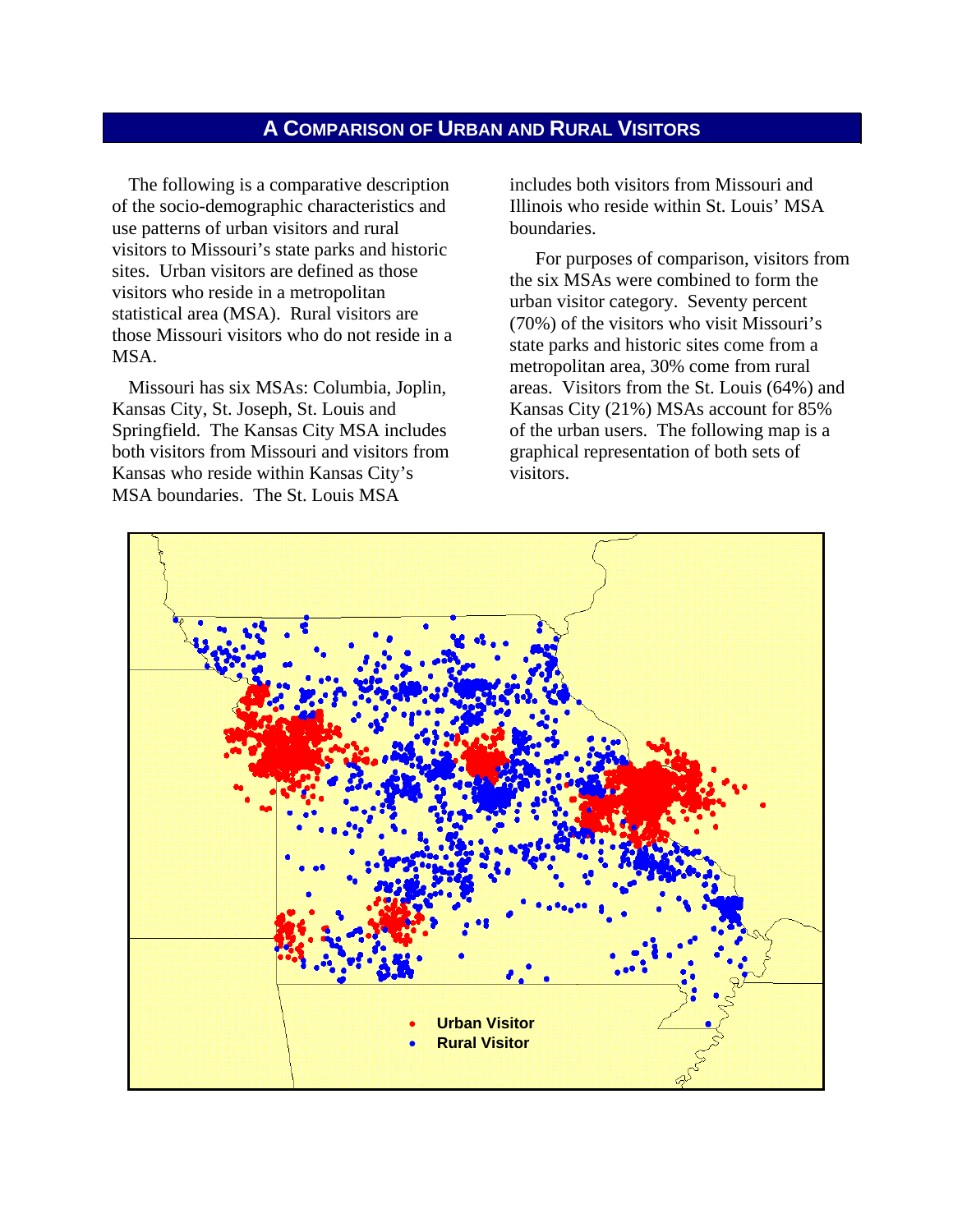## A Comparison of Urban and Rural Visitors

The following is a comparative description of the socio-demographic characteristics and use patterns of urban visitors and rural visitors to Missouri's state parks and historic sites. Urban visitors are defined as those visitors who reside in a metropolitan statistical area (MSA). Rural visitors are those Missouri visitors who do not reside in a MSA.

Missouri has six MSAs: Columbia, Joplin, Kansas City, St. Joseph, St. Louis and Springfield. The Kansas City MSA includes both visitors from Missouri and visitors from Kansas who reside within Kansas City's MSA boundaries. The St. Louis MSA includes both visitors from Missouri and Illinois who reside within St. Louis' MSA boundaries.

For purposes of comparison, visitors from the six MSAs were combined to form the urban visitor category. Seventy percent (70%) of the visitors who visit Missouri's state parks and historic sites come from a metropolitan area, 30% come from rural areas. Visitors from the St. Louis (64%) and Kansas City (21%) MSAs account for 85% of the urban users. The following map is a graphical representation of both sets of visitors.

- Urban Visitor
- Rural Visitor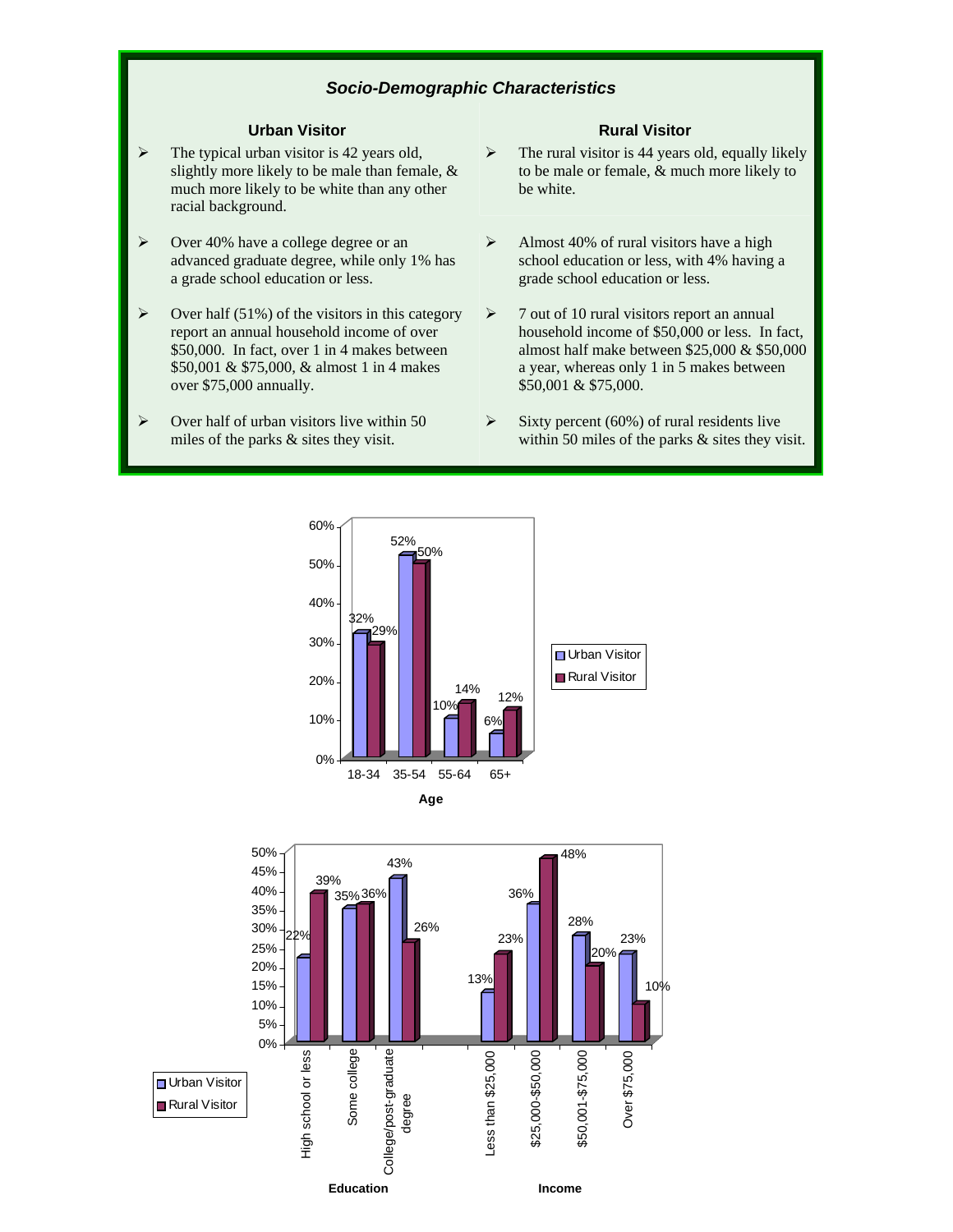## *Socio-Demographic Characteristics*

### Urban Visitor

- The typical urban visitor is 42 years old, slightly more likely to be male than female, & much more likely to be white than any other racial background.
- Over 40% have a college degree or an advanced graduate degree, while only 1% has a grade school education or less.
- Over half (51%) of the visitors in this category report an annual household income of over $50,000. In fact, over 1 in 4 makes between $50,001 & $75,000, & almost 1 in 4 makes over $75,000 annually.
- Over half of urban visitors live within 50 miles of the parks & sites they visit.

### Rural Visitor

- The rural visitor is 44 years old, equally likely to be male or female, & much more likely to be white.
- Almost 40% of rural visitors have a high school education or less, with 4% having a grade school education or less.
- 7 out of 10 rural visitors report an annual household income of $50,000 or less. In fact, almost half make between $25,000 & $50,000 a year, whereas only 1 in 5 makes between $50,001 & $75,000.
- Sixty percent (60%) of rural residents live within 50 miles of the parks & sites they visit.

**Age**

| Age | Urban Visitor | Rural Visitor |
|---|---|---|
| 18-34 | 32% | 29% |
| 35-54 | 52% | 50% |
| 55-64 | 10% | 14% |
| 65+ | 6% | 12% |

**Education**

| Education | Urban Visitor | Rural Visitor |
|---|---|---|
| High school or less | 22% | 39% |
| Some college | 35% | 36% |
| College/post-graduate degree | 43% | 26% |

**Income**

| Income | Urban Visitor | Rural Visitor |
|---|---|---|
| Less than $25,000 | 13% | 23% |
| $25,000-$50,000 | 36% | 48% |
| $50,001-$75,000 | 28% | 20% |
| Over $75,000 | 23% | 10% |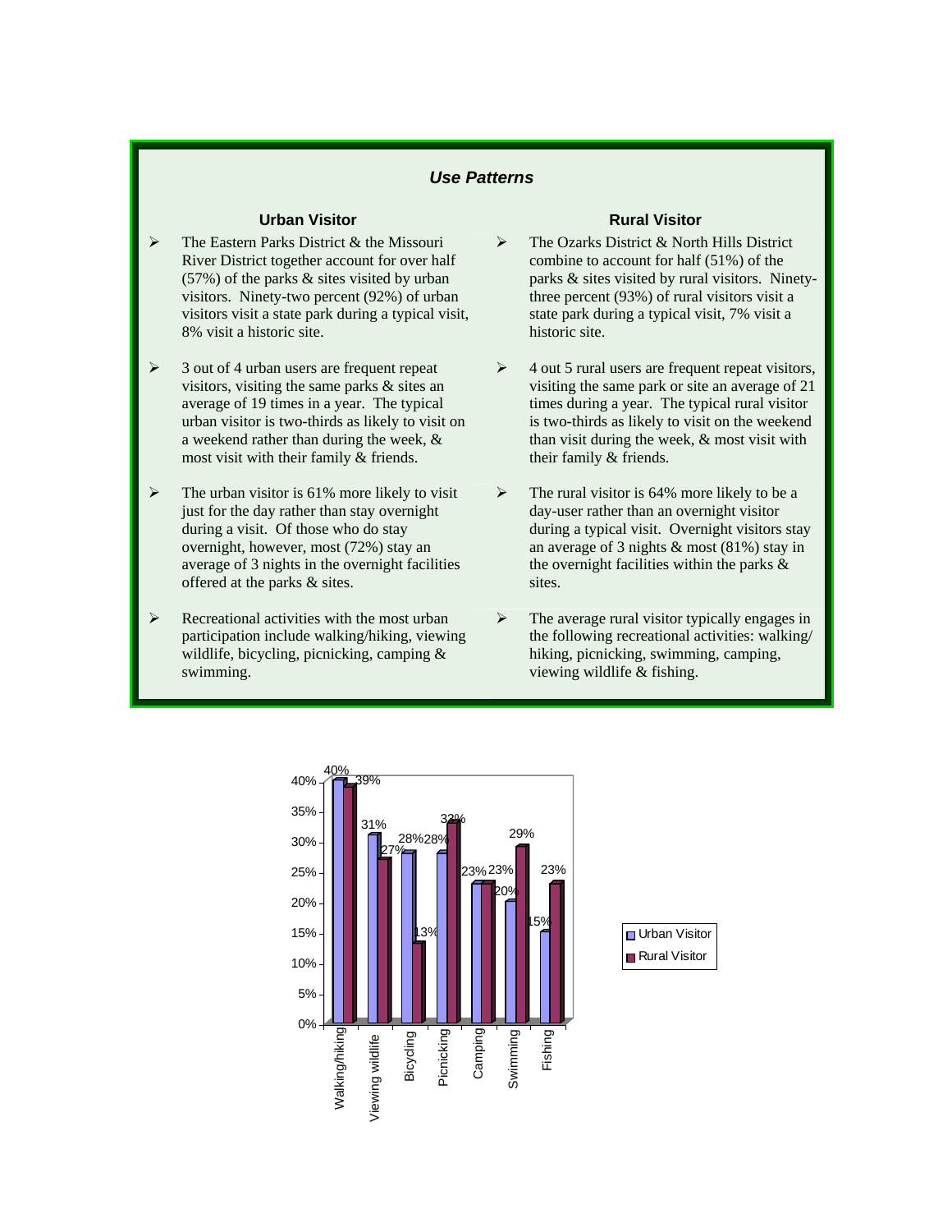### *Use Patterns*

#### Urban Visitor

- The Eastern Parks District & the Missouri River District together account for over half (57%) of the parks & sites visited by urban visitors. Ninety-two percent (92%) of urban visitors visit a state park during a typical visit, 8% visit a historic site.
- 3 out of 4 urban users are frequent repeat visitors, visiting the same parks & sites an average of 19 times in a year. The typical urban visitor is two-thirds as likely to visit on a weekend rather than during the week, & most visit with their family & friends.
- The urban visitor is 61% more likely to visit just for the day rather than stay overnight during a visit. Of those who do stay overnight, however, most (72%) stay an average of 3 nights in the overnight facilities offered at the parks & sites.
- Recreational activities with the most urban participation include walking/hiking, viewing wildlife, bicycling, picnicking, camping & swimming.

#### Rural Visitor

- The Ozarks District & North Hills District combine to account for half (51%) of the parks & sites visited by rural visitors. Ninety-three percent (93%) of rural visitors visit a state park during a typical visit, 7% visit a historic site.
- 4 out 5 rural users are frequent repeat visitors, visiting the same park or site an average of 21 times during a year. The typical rural visitor is two-thirds as likely to visit on the weekend than visit during the week, & most visit with their family & friends.
- The rural visitor is 64% more likely to be a day-user rather than an overnight visitor during a typical visit. Overnight visitors stay an average of 3 nights & most (81%) stay in the overnight facilities within the parks & sites.
- The average rural visitor typically engages in the following recreational activities: walking/ hiking, picnicking, swimming, camping, viewing wildlife & fishing.

| Activity | Urban Visitor | Rural Visitor |
|---|---|---|
| Walking/hiking | 40% | 39% |
| Viewing wildlife | 31% | 27% |
| Bicycling | 28% | 13% |
| Picnicking | 28% | 33% |
| Camping | 23% | 23% |
| Swimming | 20% | 29% |
| Fishing | 15% | 23% |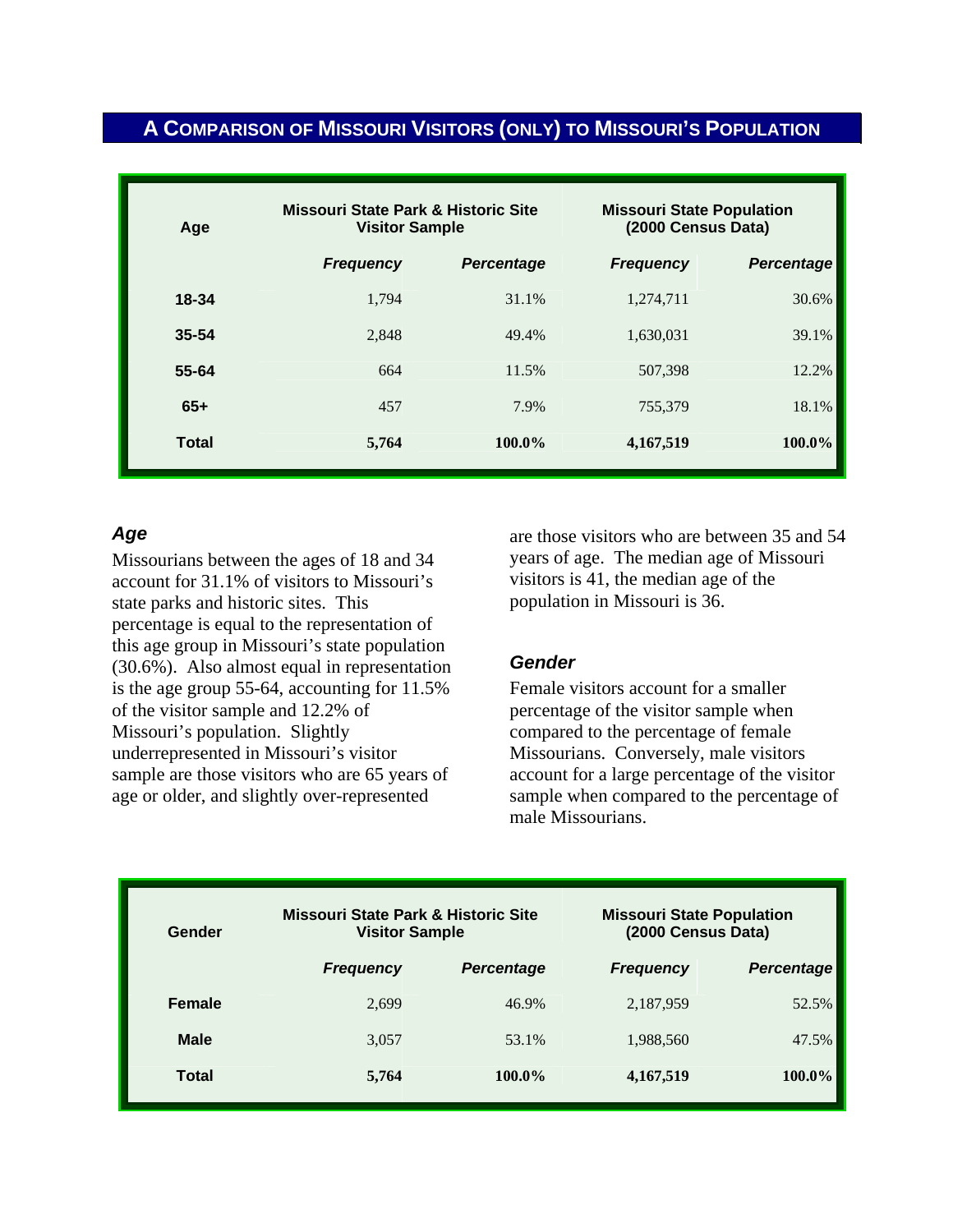## A Comparison of Missouri Visitors (only) to Missouri's Population

| Age | Missouri State Park & Historic Site Visitor Sample | | Missouri State Population (2000 Census Data) | |
|---|---|---|---|---|
| | *Frequency* | *Percentage* | *Frequency* | *Percentage* |
| **18-34** | 1,794 | 31.1% | 1,274,711 | 30.6% |
| **35-54** | 2,848 | 49.4% | 1,630,031 | 39.1% |
| **55-64** | 664 | 11.5% | 507,398 | 12.2% |
| **65+** | 457 | 7.9% | 755,379 | 18.1% |
| **Total** | **5,764** | **100.0%** | **4,167,519** | **100.0%** |

### *Age*

Missourians between the ages of 18 and 34 account for 31.1% of visitors to Missouri's state parks and historic sites. This percentage is equal to the representation of this age group in Missouri's state population (30.6%). Also almost equal in representation is the age group 55-64, accounting for 11.5% of the visitor sample and 12.2% of Missouri's population. Slightly underrepresented in Missouri's visitor sample are those visitors who are 65 years of age or older, and slightly over-represented are those visitors who are between 35 and 54 years of age. The median age of Missouri visitors is 41, the median age of the population in Missouri is 36.

### *Gender*

Female visitors account for a smaller percentage of the visitor sample when compared to the percentage of female Missourians. Conversely, male visitors account for a large percentage of the visitor sample when compared to the percentage of male Missourians.

| Gender | Missouri State Park & Historic Site Visitor Sample | | Missouri State Population (2000 Census Data) | |
|---|---|---|---|---|
| | *Frequency* | *Percentage* | *Frequency* | *Percentage* |
| **Female** | 2,699 | 46.9% | 2,187,959 | 52.5% |
| **Male** | 3,057 | 53.1% | 1,988,560 | 47.5% |
| **Total** | **5,764** | **100.0%** | **4,167,519** | **100.0%** |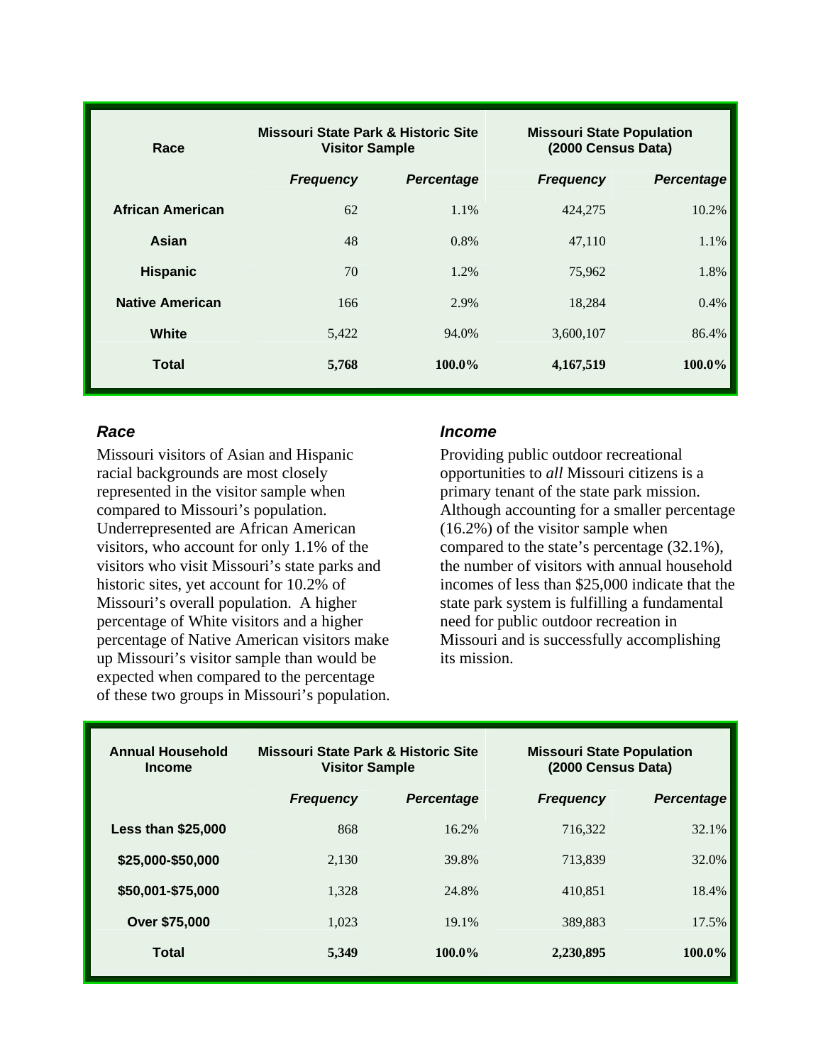| Race | Missouri State Park & Historic Site Visitor Sample | | Missouri State Population (2000 Census Data) | |
|---|---|---|---|---|
| | *Frequency* | *Percentage* | *Frequency* | *Percentage* |
| **African American** | 62 | 1.1% | 424,275 | 10.2% |
| **Asian** | 48 | 0.8% | 47,110 | 1.1% |
| **Hispanic** | 70 | 1.2% | 75,962 | 1.8% |
| **Native American** | 166 | 2.9% | 18,284 | 0.4% |
| **White** | 5,422 | 94.0% | 3,600,107 | 86.4% |
| **Total** | **5,768** | **100.0%** | **4,167,519** | **100.0%** |

### *Race*

Missouri visitors of Asian and Hispanic racial backgrounds are most closely represented in the visitor sample when compared to Missouri's population. Underrepresented are African American visitors, who account for only 1.1% of the visitors who visit Missouri's state parks and historic sites, yet account for 10.2% of Missouri's overall population. A higher percentage of White visitors and a higher percentage of Native American visitors make up Missouri's visitor sample than would be expected when compared to the percentage of these two groups in Missouri's population.

### *Income*

Providing public outdoor recreational opportunities to *all* Missouri citizens is a primary tenant of the state park mission. Although accounting for a smaller percentage (16.2%) of the visitor sample when compared to the state's percentage (32.1%), the number of visitors with annual household incomes of less than $25,000 indicate that the state park system is fulfilling a fundamental need for public outdoor recreation in Missouri and is successfully accomplishing its mission.

| Annual Household Income | Missouri State Park & Historic Site Visitor Sample | | Missouri State Population (2000 Census Data) | |
|---|---|---|---|---|
| | *Frequency* | *Percentage* | *Frequency* | *Percentage* |
| **Less than $25,000** | 868 | 16.2% | 716,322 | 32.1% |
| **$25,000-$50,000** | 2,130 | 39.8% | 713,839 | 32.0% |
| **$50,001-$75,000** | 1,328 | 24.8% | 410,851 | 18.4% |
| **Over $75,000** | 1,023 | 19.1% | 389,883 | 17.5% |
| **Total** | **5,349** | **100.0%** | **2,230,895** | **100.0%** |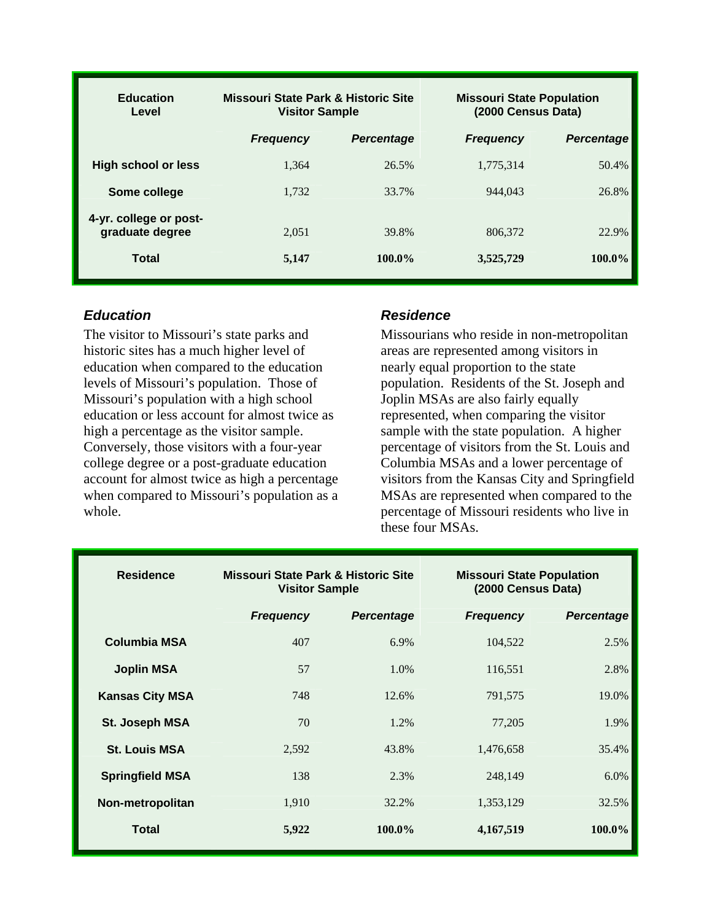| Education Level | Missouri State Park & Historic Site Visitor Sample | | Missouri State Population (2000 Census Data) | |
|---|---|---|---|---|
| | *Frequency* | *Percentage* | *Frequency* | *Percentage* |
| **High school or less** | 1,364 | 26.5% | 1,775,314 | 50.4% |
| **Some college** | 1,732 | 33.7% | 944,043 | 26.8% |
| **4-yr. college or post-graduate degree** | 2,051 | 39.8% | 806,372 | 22.9% |
| **Total** | **5,147** | **100.0%** | **3,525,729** | **100.0%** |

### *Education*

The visitor to Missouri's state parks and historic sites has a much higher level of education when compared to the education levels of Missouri's population. Those of Missouri's population with a high school education or less account for almost twice as high a percentage as the visitor sample. Conversely, those visitors with a four-year college degree or a post-graduate education account for almost twice as high a percentage when compared to Missouri's population as a whole.

### *Residence*

Missourians who reside in non-metropolitan areas are represented among visitors in nearly equal proportion to the state population. Residents of the St. Joseph and Joplin MSAs are also fairly equally represented, when comparing the visitor sample with the state population. A higher percentage of visitors from the St. Louis and Columbia MSAs and a lower percentage of visitors from the Kansas City and Springfield MSAs are represented when compared to the percentage of Missouri residents who live in these four MSAs.

| Residence | Missouri State Park & Historic Site Visitor Sample | | Missouri State Population (2000 Census Data) | |
|---|---|---|---|---|
| | *Frequency* | *Percentage* | *Frequency* | *Percentage* |
| **Columbia MSA** | 407 | 6.9% | 104,522 | 2.5% |
| **Joplin MSA** | 57 | 1.0% | 116,551 | 2.8% |
| **Kansas City MSA** | 748 | 12.6% | 791,575 | 19.0% |
| **St. Joseph MSA** | 70 | 1.2% | 77,205 | 1.9% |
| **St. Louis MSA** | 2,592 | 43.8% | 1,476,658 | 35.4% |
| **Springfield MSA** | 138 | 2.3% | 248,149 | 6.0% |
| **Non-metropolitan** | 1,910 | 32.2% | 1,353,129 | 32.5% |
| **Total** | **5,922** | **100.0%** | **4,167,519** | **100.0%** |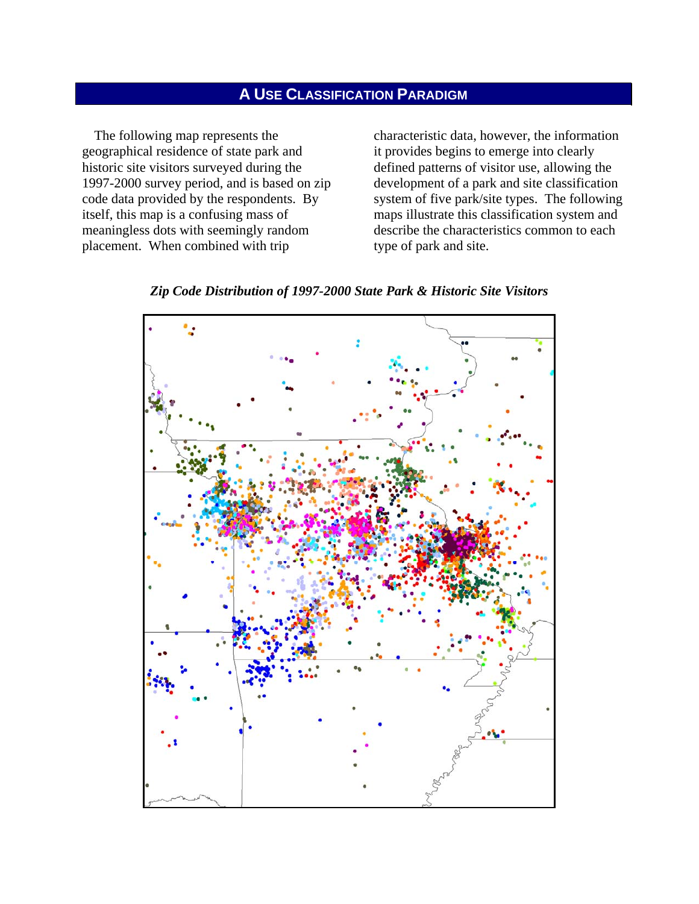## A Use Classification Paradigm

The following map represents the geographical residence of state park and historic site visitors surveyed during the 1997-2000 survey period, and is based on zip code data provided by the respondents. By itself, this map is a confusing mass of meaningless dots with seemingly random placement. When combined with trip characteristic data, however, the information it provides begins to emerge into clearly defined patterns of visitor use, allowing the development of a park and site classification system of five park/site types. The following maps illustrate this classification system and describe the characteristics common to each type of park and site.

***Zip Code Distribution of 1997-2000 State Park & Historic Site Visitors***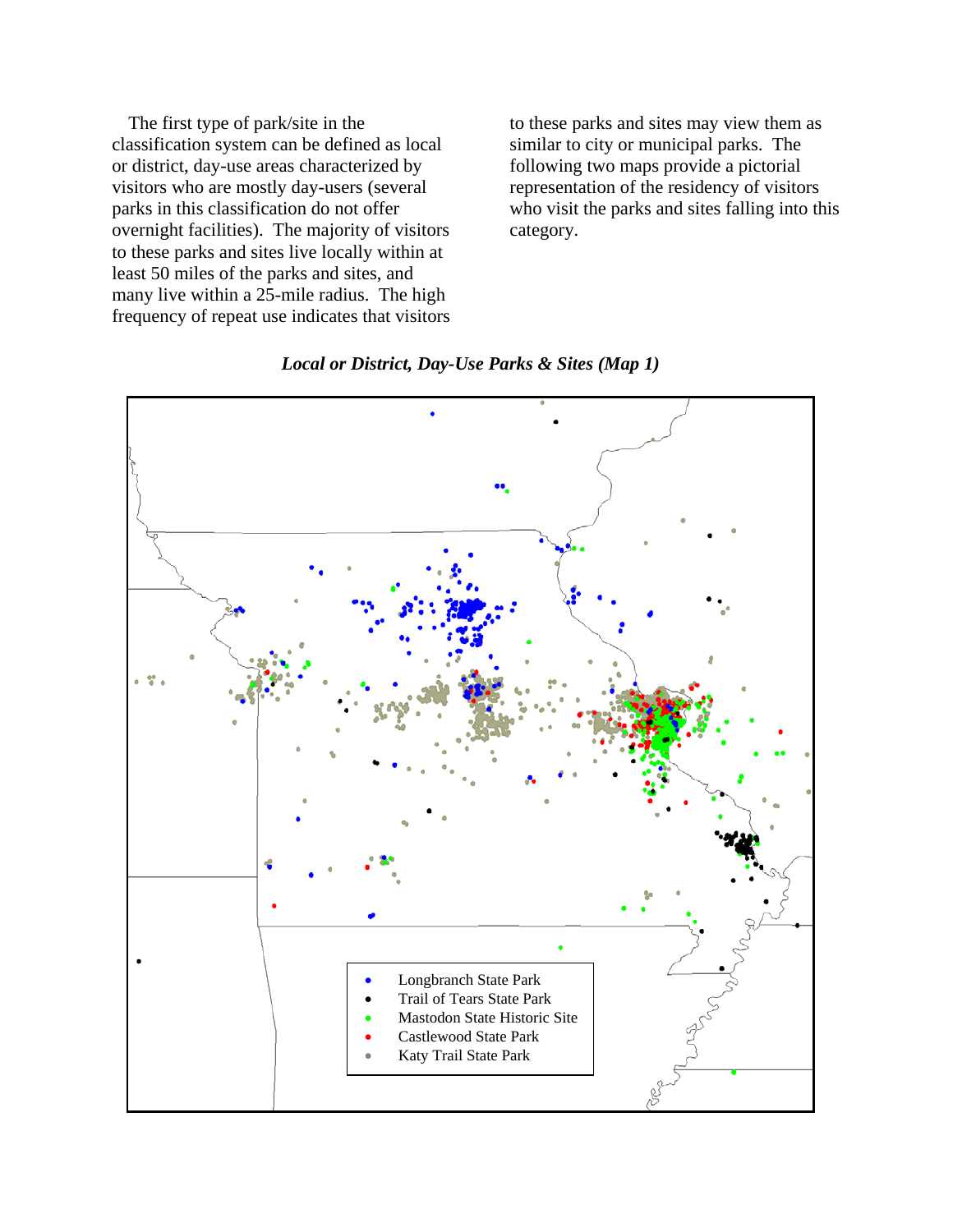The first type of park/site in the classification system can be defined as local or district, day-use areas characterized by visitors who are mostly day-users (several parks in this classification do not offer overnight facilities). The majority of visitors to these parks and sites live locally within at least 50 miles of the parks and sites, and many live within a 25-mile radius. The high frequency of repeat use indicates that visitors to these parks and sites may view them as similar to city or municipal parks. The following two maps provide a pictorial representation of the residency of visitors who visit the parks and sites falling into this category.

***Local or District, Day-Use Parks & Sites (Map 1)***

- Longbranch State Park
- Trail of Tears State Park
- Mastodon State Historic Site
- Castlewood State Park
- Katy Trail State Park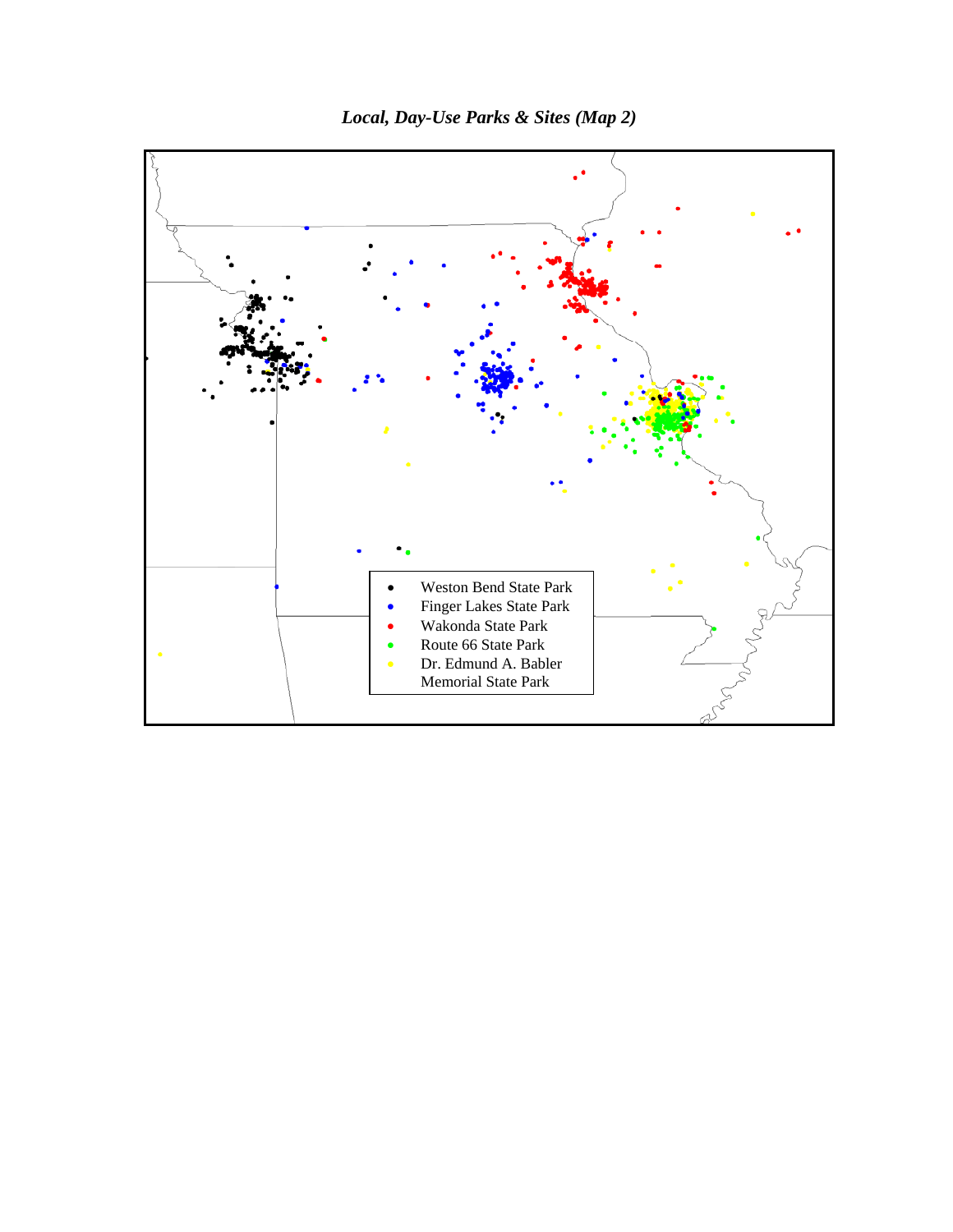*Local, Day-Use Parks & Sites (Map 2)*

- Weston Bend State Park
- Finger Lakes State Park
- Wakonda State Park
- Route 66 State Park
- Dr. Edmund A. Babler Memorial State Park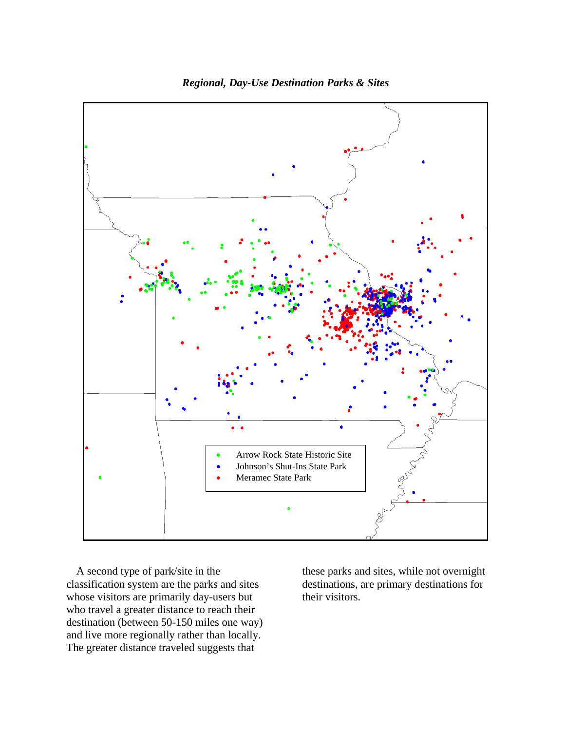***Regional, Day-Use Destination Parks & Sites***

- Arrow Rock State Historic Site
- Johnson's Shut-Ins State Park
- Meramec State Park

A second type of park/site in the classification system are the parks and sites whose visitors are primarily day-users but who travel a greater distance to reach their destination (between 50-150 miles one way) and live more regionally rather than locally. The greater distance traveled suggests that these parks and sites, while not overnight destinations, are primary destinations for their visitors.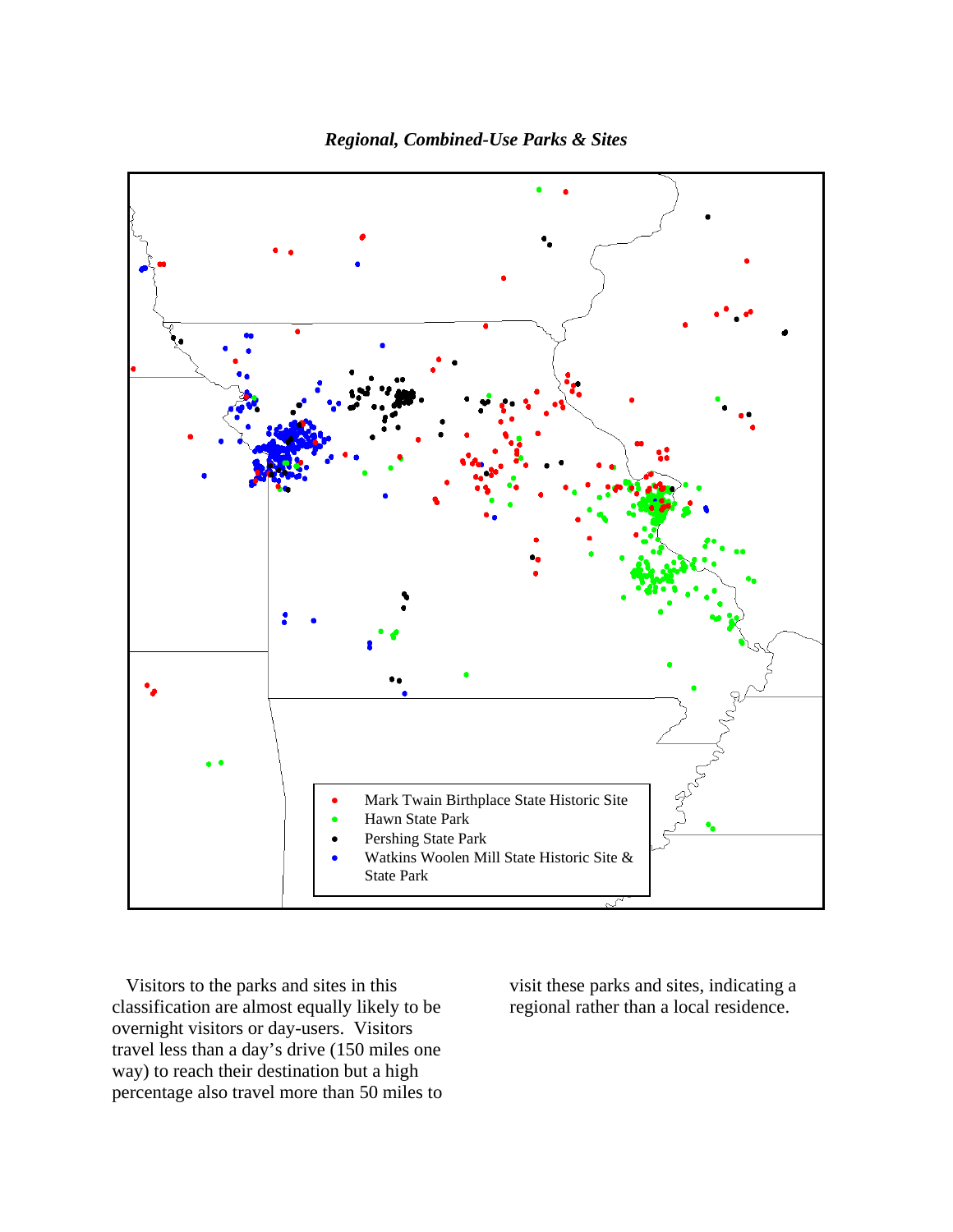*Regional, Combined-Use Parks & Sites*

- Mark Twain Birthplace State Historic Site
- Hawn State Park
- Pershing State Park
- Watkins Woolen Mill State Historic Site & State Park

Visitors to the parks and sites in this classification are almost equally likely to be overnight visitors or day-users. Visitors travel less than a day's drive (150 miles one way) to reach their destination but a high percentage also travel more than 50 miles to visit these parks and sites, indicating a regional rather than a local residence.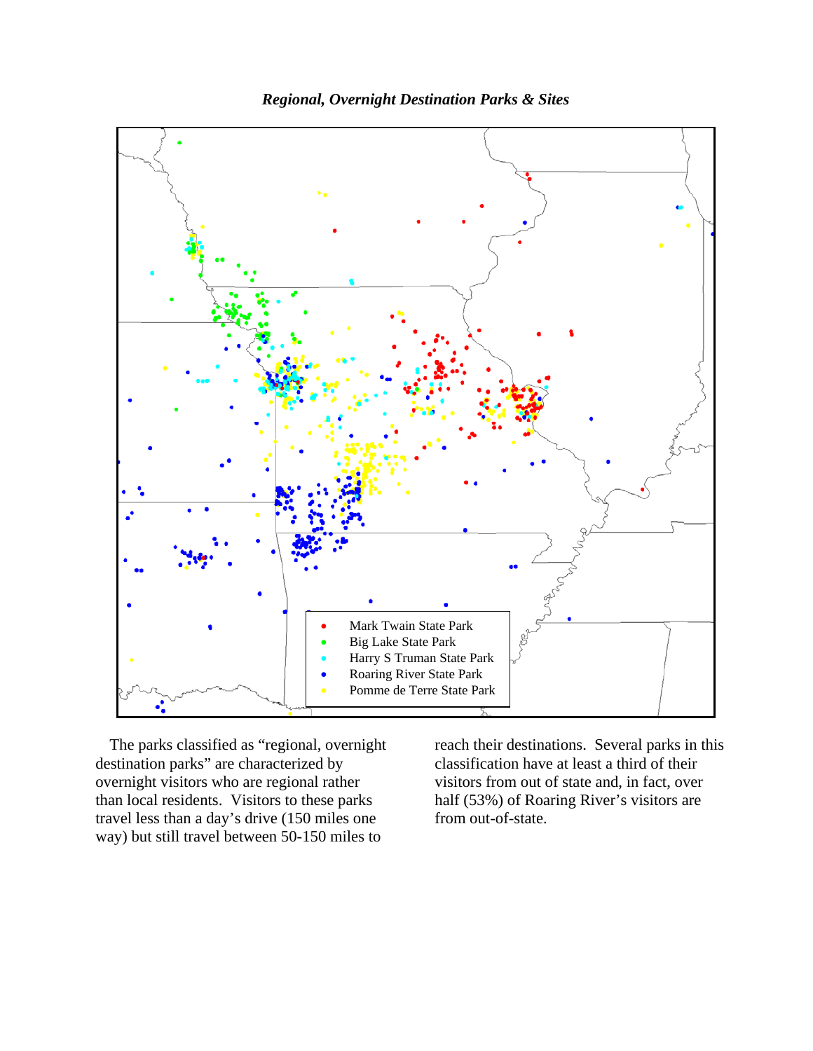***Regional, Overnight Destination Parks & Sites***

- Mark Twain State Park
- Big Lake State Park
- Harry S Truman State Park
- Roaring River State Park
- Pomme de Terre State Park

The parks classified as "regional, overnight destination parks" are characterized by overnight visitors who are regional rather than local residents. Visitors to these parks travel less than a day's drive (150 miles one way) but still travel between 50-150 miles to reach their destinations. Several parks in this classification have at least a third of their visitors from out of state and, in fact, over half (53%) of Roaring River's visitors are from out-of-state.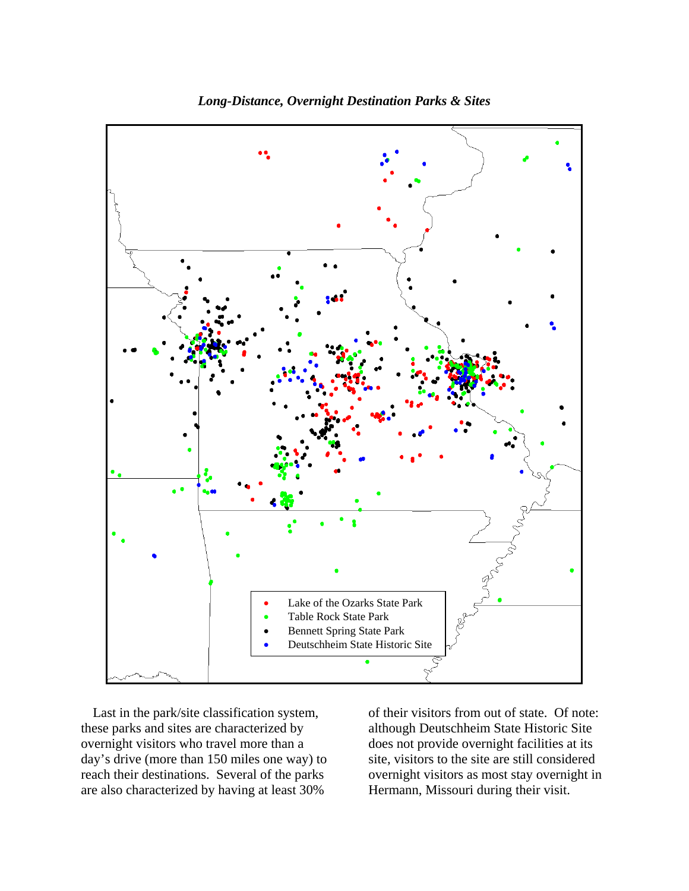*Long-Distance, Overnight Destination Parks & Sites*

Lake of the Ozarks State Park
Table Rock State Park
Bennett Spring State Park
Deutschheim State Historic Site

Last in the park/site classification system, these parks and sites are characterized by overnight visitors who travel more than a day's drive (more than 150 miles one way) to reach their destinations. Several of the parks are also characterized by having at least 30% of their visitors from out of state. Of note: although Deutschheim State Historic Site does not provide overnight facilities at its site, visitors to the site are still considered overnight visitors as most stay overnight in Hermann, Missouri during their visit.